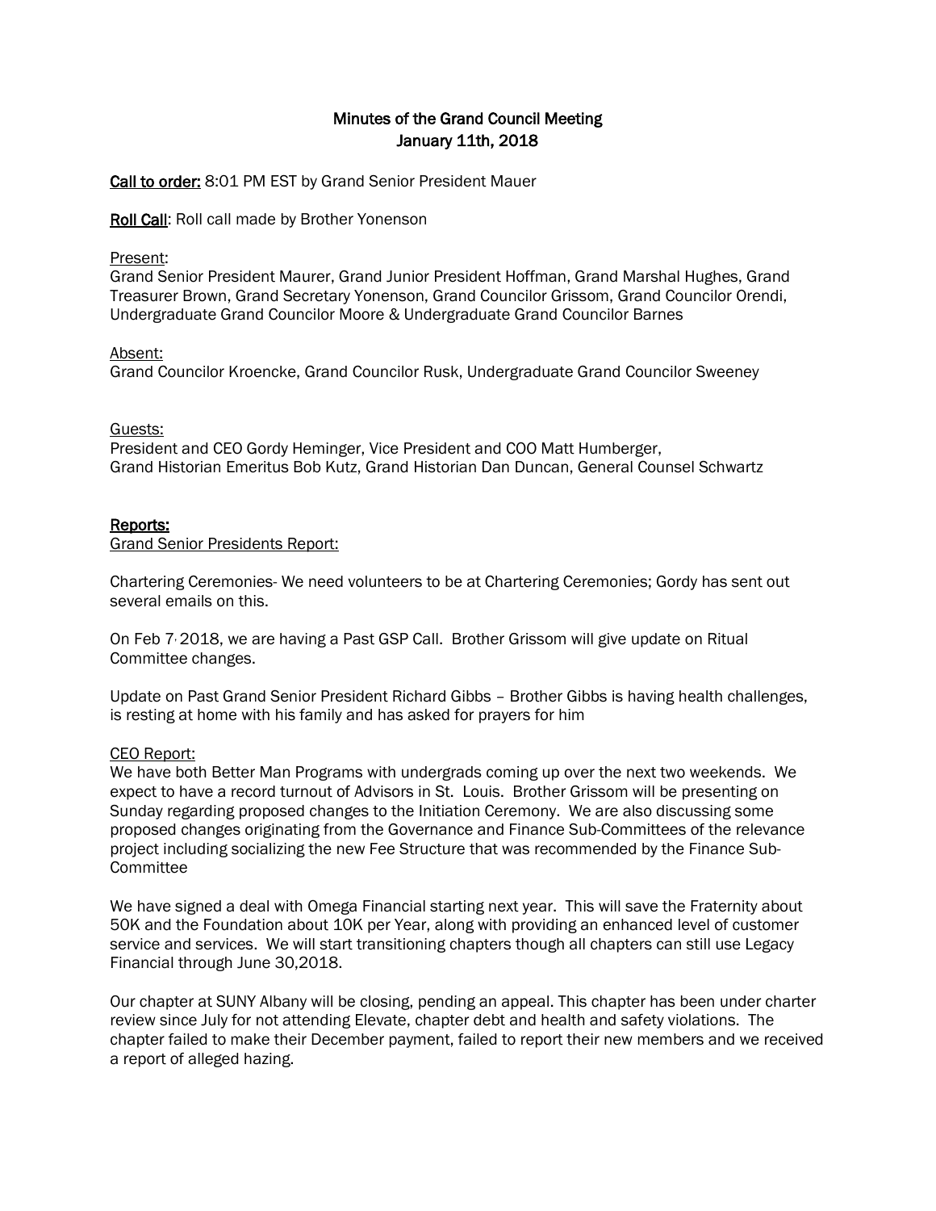# Minutes of the Grand Council Meeting
## January 11th, 2018

**Call to order:** 8:01 PM EST by Grand Senior President Mauer

**Roll Call**: Roll call made by Brother Yonenson

Present:
Grand Senior President Maurer, Grand Junior President Hoffman, Grand Marshal Hughes, Grand Treasurer Brown, Grand Secretary Yonenson, Grand Councilor Grissom, Grand Councilor Orendi, Undergraduate Grand Councilor Moore & Undergraduate Grand Councilor Barnes

Absent:
Grand Councilor Kroencke, Grand Councilor Rusk, Undergraduate Grand Councilor Sweeney

Guests:
President and CEO Gordy Heminger, Vice President and COO Matt Humberger, Grand Historian Emeritus Bob Kutz, Grand Historian Dan Duncan, General Counsel Schwartz

**Reports:**

Grand Senior Presidents Report:

Chartering Ceremonies- We need volunteers to be at Chartering Ceremonies; Gordy has sent out several emails on this.

On Feb 7, 2018, we are having a Past GSP Call. Brother Grissom will give update on Ritual Committee changes.

Update on Past Grand Senior President Richard Gibbs – Brother Gibbs is having health challenges, is resting at home with his family and has asked for prayers for him

CEO Report:
We have both Better Man Programs with undergrads coming up over the next two weekends. We expect to have a record turnout of Advisors in St. Louis. Brother Grissom will be presenting on Sunday regarding proposed changes to the Initiation Ceremony. We are also discussing some proposed changes originating from the Governance and Finance Sub-Committees of the relevance project including socializing the new Fee Structure that was recommended by the Finance Sub-Committee

We have signed a deal with Omega Financial starting next year. This will save the Fraternity about 50K and the Foundation about 10K per Year, along with providing an enhanced level of customer service and services. We will start transitioning chapters though all chapters can still use Legacy Financial through June 30,2018.

Our chapter at SUNY Albany will be closing, pending an appeal. This chapter has been under charter review since July for not attending Elevate, chapter debt and health and safety violations. The chapter failed to make their December payment, failed to report their new members and we received a report of alleged hazing.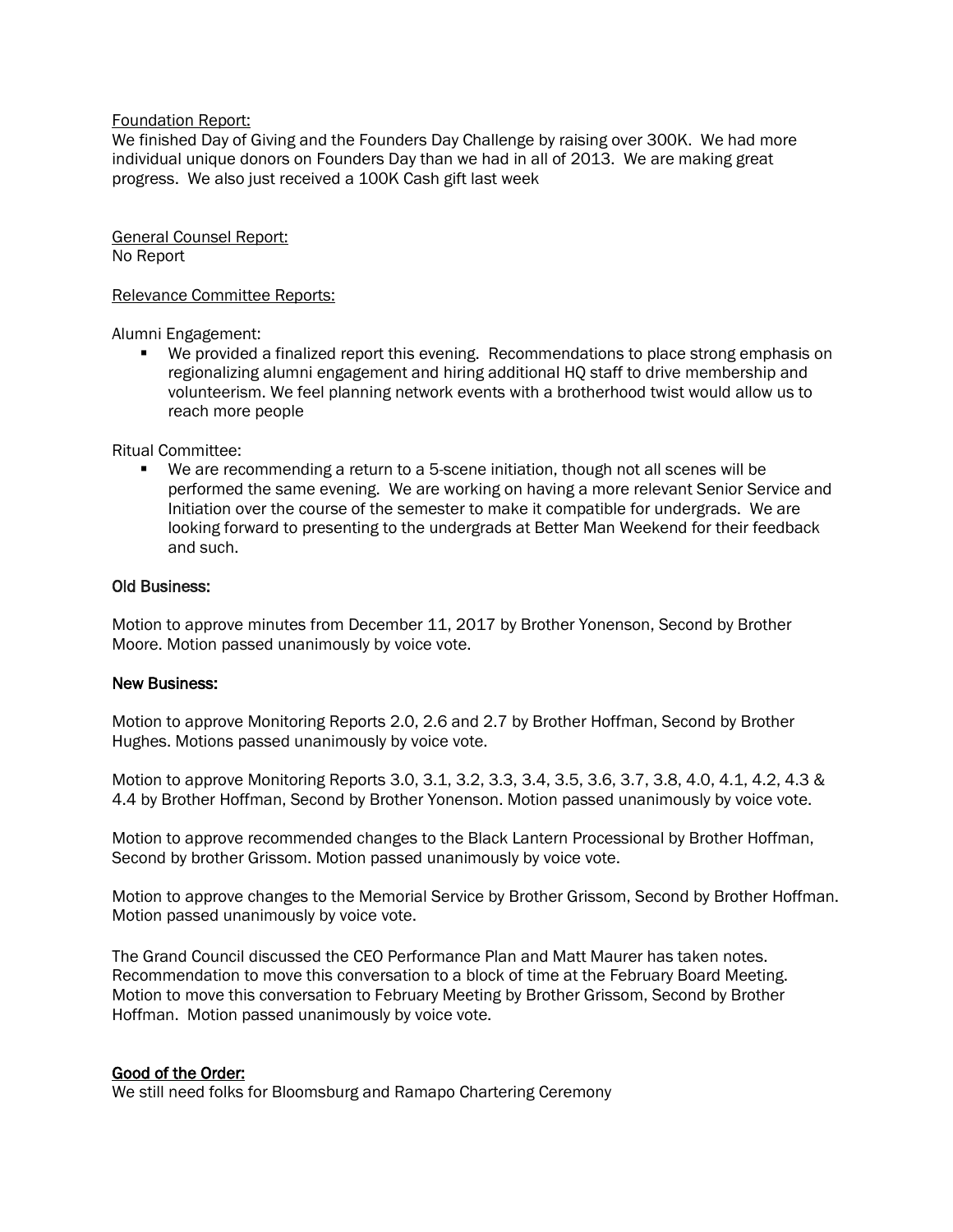Foundation Report:
We finished Day of Giving and the Founders Day Challenge by raising over 300K. We had more individual unique donors on Founders Day than we had in all of 2013. We are making great progress. We also just received a 100K Cash gift last week

General Counsel Report:
No Report

Relevance Committee Reports:

Alumni Engagement:

- We provided a finalized report this evening. Recommendations to place strong emphasis on regionalizing alumni engagement and hiring additional HQ staff to drive membership and volunteerism. We feel planning network events with a brotherhood twist would allow us to reach more people

Ritual Committee:

- We are recommending a return to a 5-scene initiation, though not all scenes will be performed the same evening. We are working on having a more relevant Senior Service and Initiation over the course of the semester to make it compatible for undergrads. We are looking forward to presenting to the undergrads at Better Man Weekend for their feedback and such.

**Old Business:**

Motion to approve minutes from December 11, 2017 by Brother Yonenson, Second by Brother Moore. Motion passed unanimously by voice vote.

**New Business:**

Motion to approve Monitoring Reports 2.0, 2.6 and 2.7 by Brother Hoffman, Second by Brother Hughes. Motions passed unanimously by voice vote.

Motion to approve Monitoring Reports 3.0, 3.1, 3.2, 3.3, 3.4, 3.5, 3.6, 3.7, 3.8, 4.0, 4.1, 4.2, 4.3 & 4.4 by Brother Hoffman, Second by Brother Yonenson. Motion passed unanimously by voice vote.

Motion to approve recommended changes to the Black Lantern Processional by Brother Hoffman, Second by brother Grissom. Motion passed unanimously by voice vote.

Motion to approve changes to the Memorial Service by Brother Grissom, Second by Brother Hoffman. Motion passed unanimously by voice vote.

The Grand Council discussed the CEO Performance Plan and Matt Maurer has taken notes. Recommendation to move this conversation to a block of time at the February Board Meeting. Motion to move this conversation to February Meeting by Brother Grissom, Second by Brother Hoffman. Motion passed unanimously by voice vote.

**Good of the Order:**
We still need folks for Bloomsburg and Ramapo Chartering Ceremony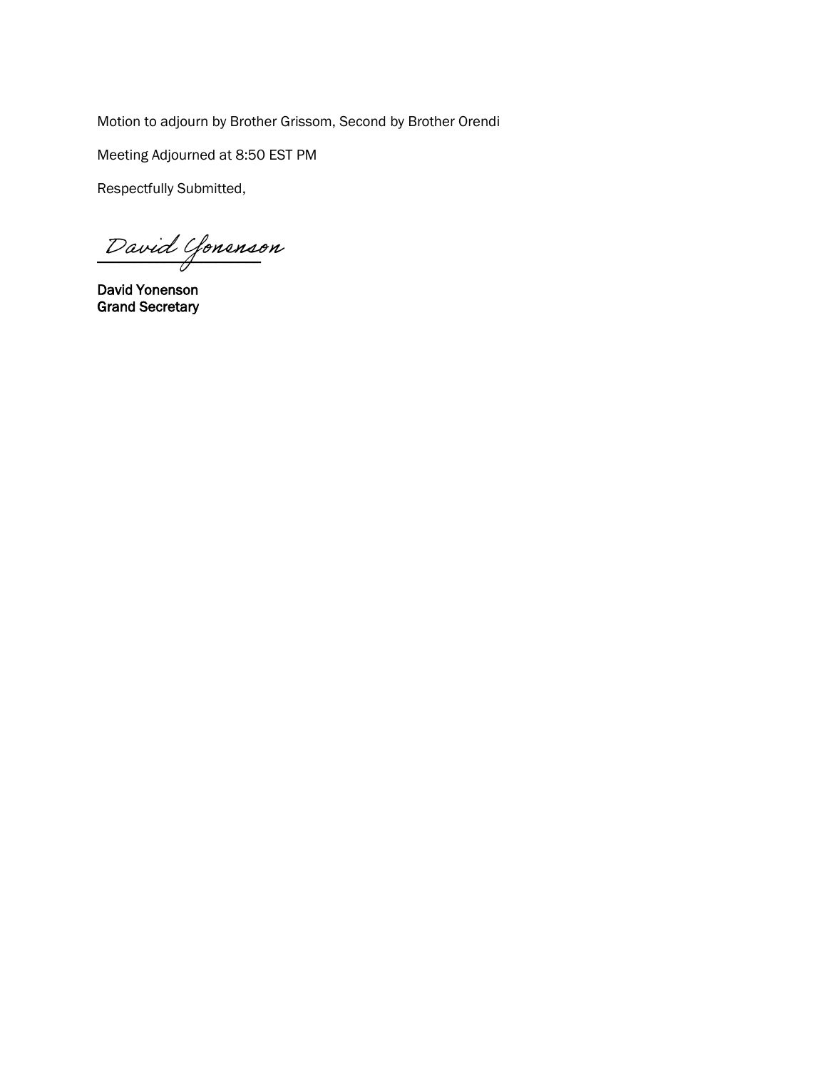Motion to adjourn by Brother Grissom, Second by Brother Orendi

Meeting Adjourned at 8:50 EST PM

Respectfully Submitted,

David Yonenson

**David Yonenson**
**Grand Secretary**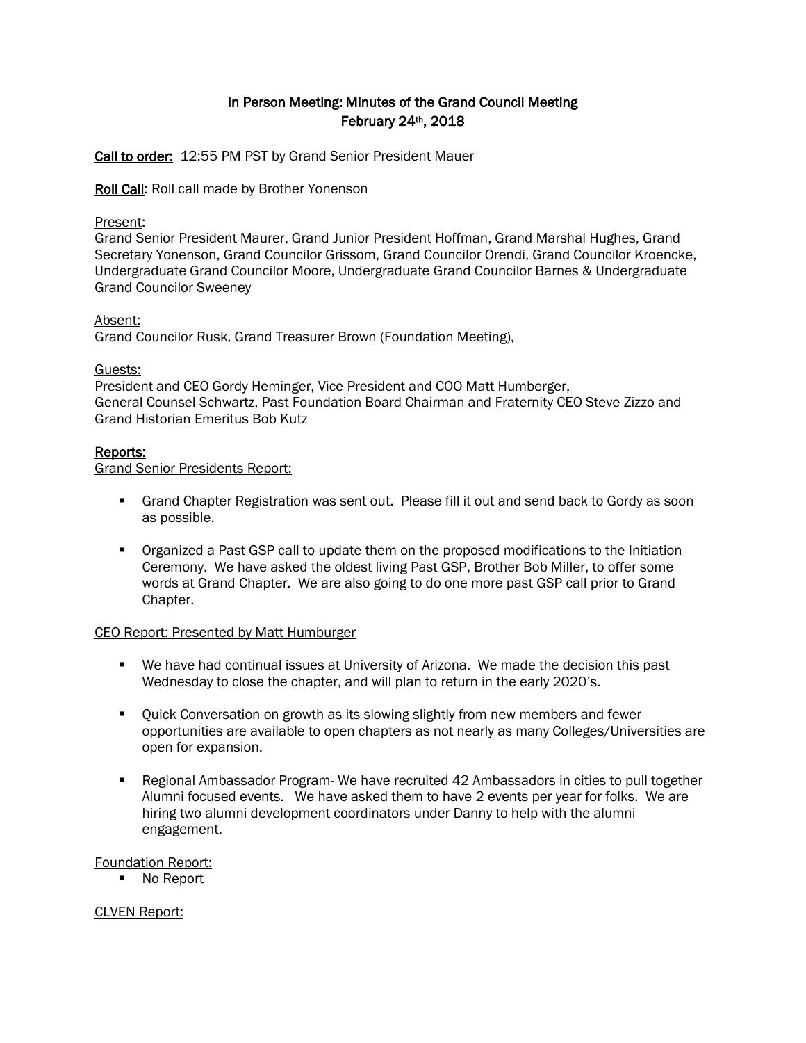# In Person Meeting: Minutes of the Grand Council Meeting
## February 24th, 2018

**Call to order:** 12:55 PM PST by Grand Senior President Mauer

**Roll Call**: Roll call made by Brother Yonenson

Present:
Grand Senior President Maurer, Grand Junior President Hoffman, Grand Marshal Hughes, Grand Secretary Yonenson, Grand Councilor Grissom, Grand Councilor Orendi, Grand Councilor Kroencke, Undergraduate Grand Councilor Moore, Undergraduate Grand Councilor Barnes & Undergraduate Grand Councilor Sweeney

Absent:
Grand Councilor Rusk, Grand Treasurer Brown (Foundation Meeting),

Guests:
President and CEO Gordy Heminger, Vice President and COO Matt Humberger,
General Counsel Schwartz, Past Foundation Board Chairman and Fraternity CEO Steve Zizzo and Grand Historian Emeritus Bob Kutz

**Reports:**

Grand Senior Presidents Report:

- Grand Chapter Registration was sent out. Please fill it out and send back to Gordy as soon as possible.

- Organized a Past GSP call to update them on the proposed modifications to the Initiation Ceremony. We have asked the oldest living Past GSP, Brother Bob Miller, to offer some words at Grand Chapter. We are also going to do one more past GSP call prior to Grand Chapter.

CEO Report: Presented by Matt Humburger

- We have had continual issues at University of Arizona. We made the decision this past Wednesday to close the chapter, and will plan to return in the early 2020's.

- Quick Conversation on growth as its slowing slightly from new members and fewer opportunities are available to open chapters as not nearly as many Colleges/Universities are open for expansion.

- Regional Ambassador Program- We have recruited 42 Ambassadors in cities to pull together Alumni focused events. We have asked them to have 2 events per year for folks. We are hiring two alumni development coordinators under Danny to help with the alumni engagement.

Foundation Report:

- No Report

CLVEN Report: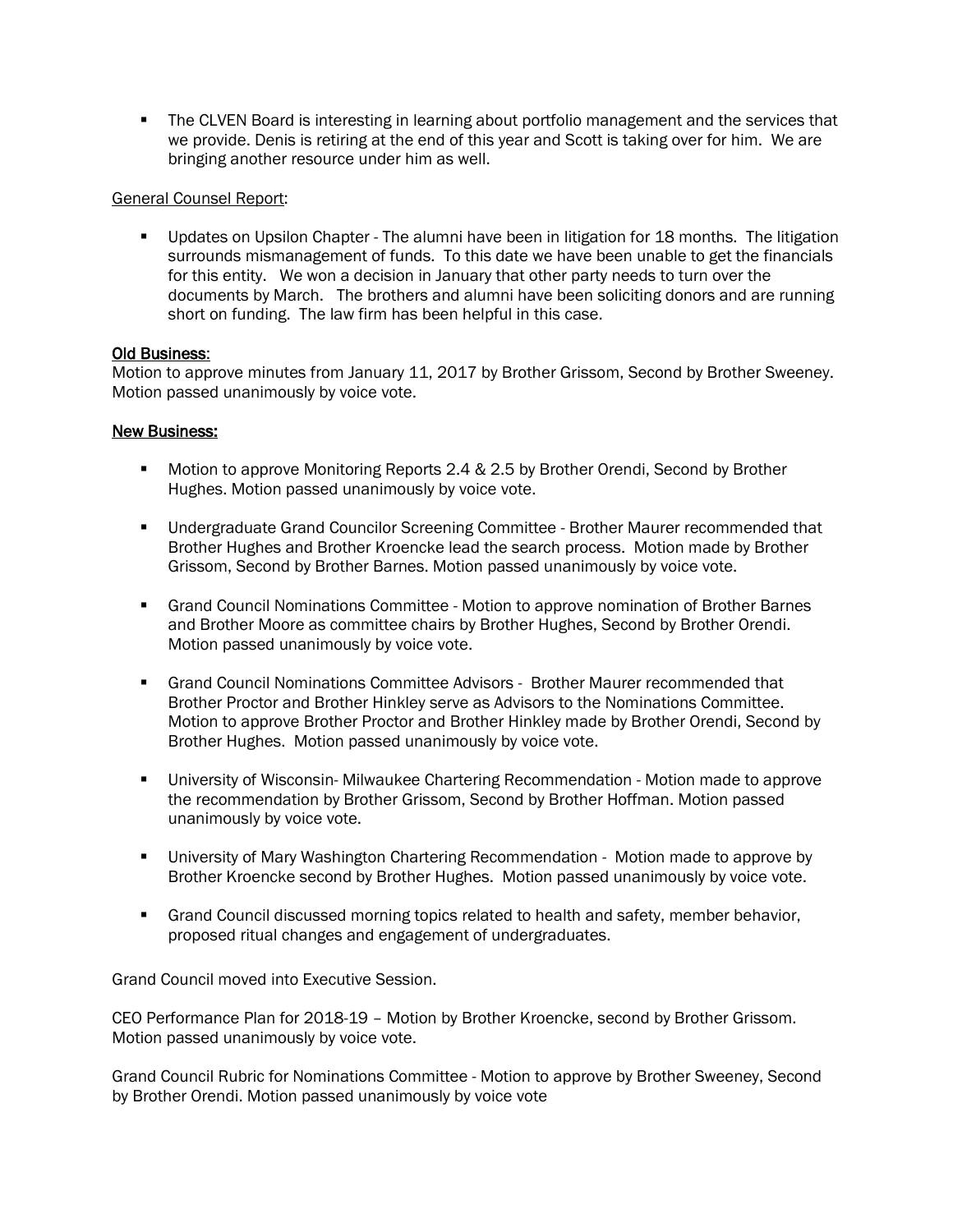- The CLVEN Board is interesting in learning about portfolio management and the services that we provide. Denis is retiring at the end of this year and Scott is taking over for him. We are bringing another resource under him as well.

General Counsel Report:

- Updates on Upsilon Chapter - The alumni have been in litigation for 18 months. The litigation surrounds mismanagement of funds. To this date we have been unable to get the financials for this entity. We won a decision in January that other party needs to turn over the documents by March. The brothers and alumni have been soliciting donors and are running short on funding. The law firm has been helpful in this case.

**Old Business:**

Motion to approve minutes from January 11, 2017 by Brother Grissom, Second by Brother Sweeney. Motion passed unanimously by voice vote.

**New Business:**

- Motion to approve Monitoring Reports 2.4 & 2.5 by Brother Orendi, Second by Brother Hughes. Motion passed unanimously by voice vote.

- Undergraduate Grand Councilor Screening Committee - Brother Maurer recommended that Brother Hughes and Brother Kroencke lead the search process. Motion made by Brother Grissom, Second by Brother Barnes. Motion passed unanimously by voice vote.

- Grand Council Nominations Committee - Motion to approve nomination of Brother Barnes and Brother Moore as committee chairs by Brother Hughes, Second by Brother Orendi. Motion passed unanimously by voice vote.

- Grand Council Nominations Committee Advisors - Brother Maurer recommended that Brother Proctor and Brother Hinkley serve as Advisors to the Nominations Committee. Motion to approve Brother Proctor and Brother Hinkley made by Brother Orendi, Second by Brother Hughes. Motion passed unanimously by voice vote.

- University of Wisconsin- Milwaukee Chartering Recommendation - Motion made to approve the recommendation by Brother Grissom, Second by Brother Hoffman. Motion passed unanimously by voice vote.

- University of Mary Washington Chartering Recommendation - Motion made to approve by Brother Kroencke second by Brother Hughes. Motion passed unanimously by voice vote.

- Grand Council discussed morning topics related to health and safety, member behavior, proposed ritual changes and engagement of undergraduates.

Grand Council moved into Executive Session.

CEO Performance Plan for 2018-19 – Motion by Brother Kroencke, second by Brother Grissom. Motion passed unanimously by voice vote.

Grand Council Rubric for Nominations Committee - Motion to approve by Brother Sweeney, Second by Brother Orendi. Motion passed unanimously by voice vote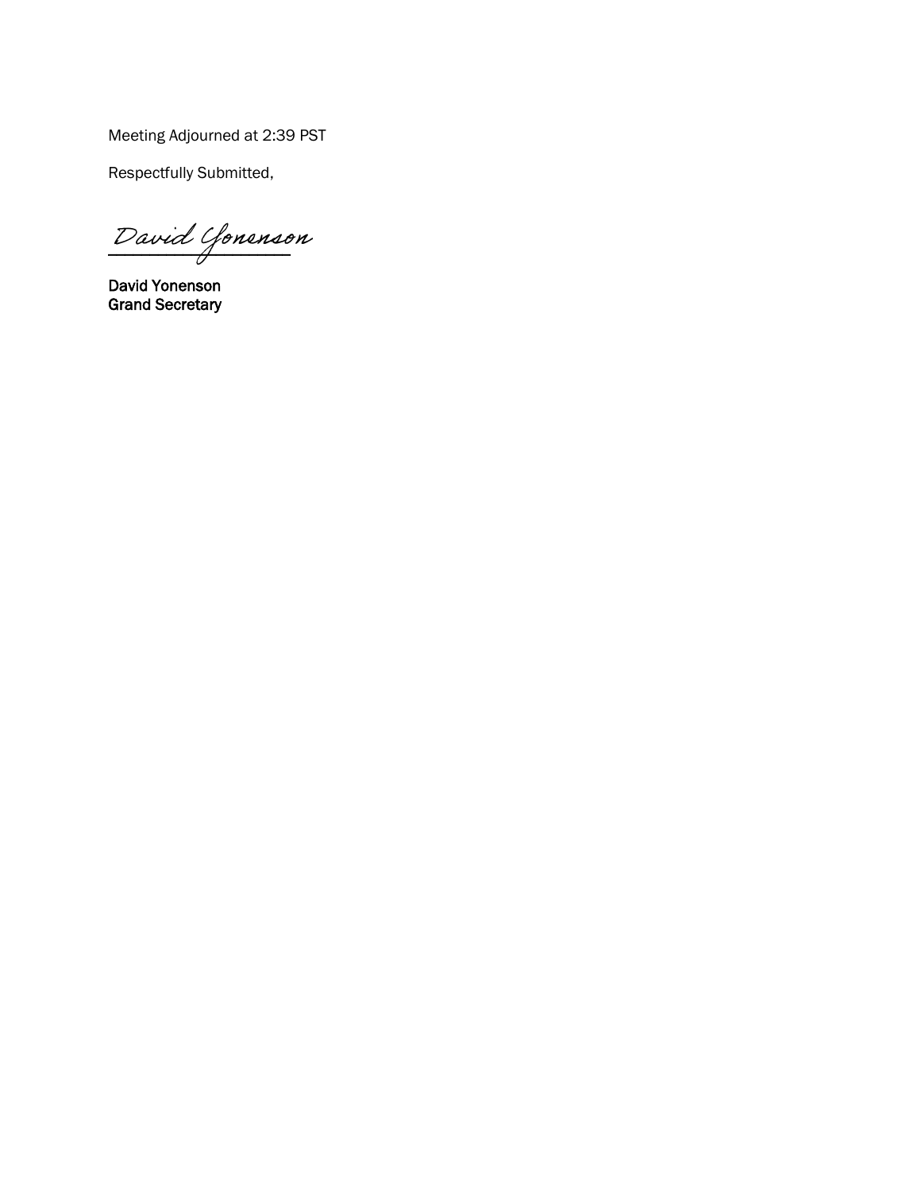Meeting Adjourned at 2:39 PST

Respectfully Submitted,

David Yonenson

**David Yonenson**
**Grand Secretary**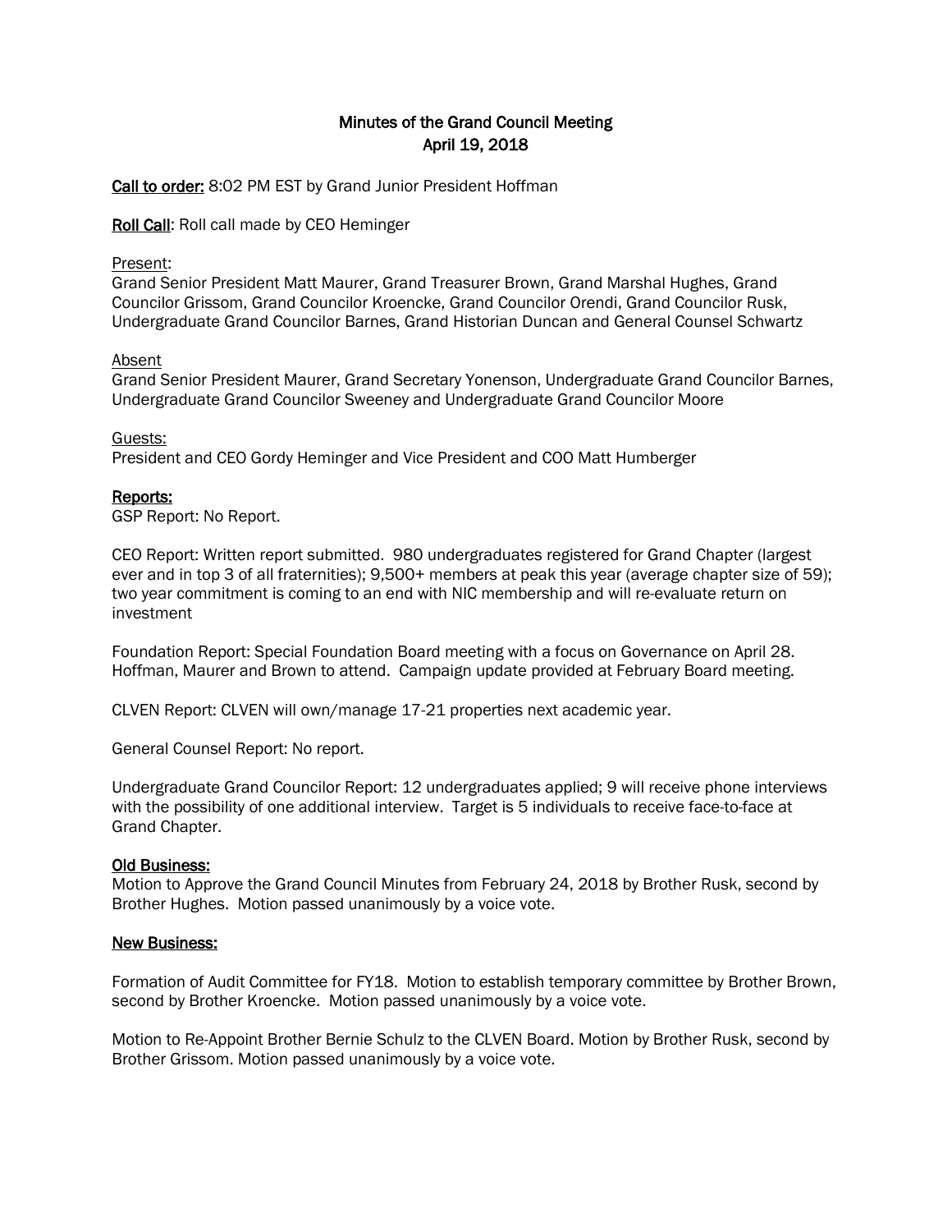# Minutes of the Grand Council Meeting
## April 19, 2018

**Call to order:** 8:02 PM EST by Grand Junior President Hoffman

**Roll Call**: Roll call made by CEO Heminger

Present:
Grand Senior President Matt Maurer, Grand Treasurer Brown, Grand Marshal Hughes, Grand Councilor Grissom, Grand Councilor Kroencke, Grand Councilor Orendi, Grand Councilor Rusk, Undergraduate Grand Councilor Barnes, Grand Historian Duncan and General Counsel Schwartz

Absent
Grand Senior President Maurer, Grand Secretary Yonenson, Undergraduate Grand Councilor Barnes, Undergraduate Grand Councilor Sweeney and Undergraduate Grand Councilor Moore

Guests:
President and CEO Gordy Heminger and Vice President and COO Matt Humberger

**Reports:**

GSP Report: No Report.

CEO Report: Written report submitted. 980 undergraduates registered for Grand Chapter (largest ever and in top 3 of all fraternities); 9,500+ members at peak this year (average chapter size of 59); two year commitment is coming to an end with NIC membership and will re-evaluate return on investment

Foundation Report: Special Foundation Board meeting with a focus on Governance on April 28. Hoffman, Maurer and Brown to attend. Campaign update provided at February Board meeting.

CLVEN Report: CLVEN will own/manage 17-21 properties next academic year.

General Counsel Report: No report.

Undergraduate Grand Councilor Report: 12 undergraduates applied; 9 will receive phone interviews with the possibility of one additional interview. Target is 5 individuals to receive face-to-face at Grand Chapter.

**Old Business:**

Motion to Approve the Grand Council Minutes from February 24, 2018 by Brother Rusk, second by Brother Hughes. Motion passed unanimously by a voice vote.

**New Business:**

Formation of Audit Committee for FY18. Motion to establish temporary committee by Brother Brown, second by Brother Kroencke. Motion passed unanimously by a voice vote.

Motion to Re-Appoint Brother Bernie Schulz to the CLVEN Board. Motion by Brother Rusk, second by Brother Grissom. Motion passed unanimously by a voice vote.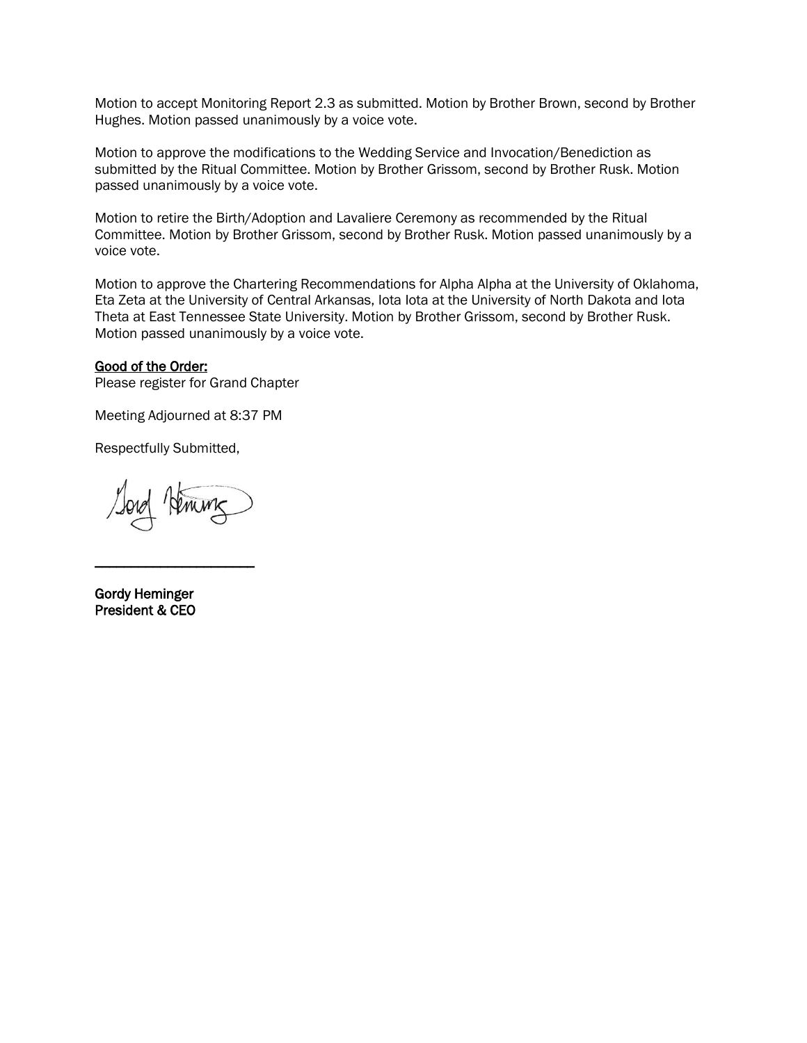Motion to accept Monitoring Report 2.3 as submitted. Motion by Brother Brown, second by Brother Hughes. Motion passed unanimously by a voice vote.

Motion to approve the modifications to the Wedding Service and Invocation/Benediction as submitted by the Ritual Committee. Motion by Brother Grissom, second by Brother Rusk. Motion passed unanimously by a voice vote.

Motion to retire the Birth/Adoption and Lavaliere Ceremony as recommended by the Ritual Committee. Motion by Brother Grissom, second by Brother Rusk. Motion passed unanimously by a voice vote.

Motion to approve the Chartering Recommendations for Alpha Alpha at the University of Oklahoma, Eta Zeta at the University of Central Arkansas, Iota Iota at the University of North Dakota and Iota Theta at East Tennessee State University. Motion by Brother Grissom, second by Brother Rusk. Motion passed unanimously by a voice vote.

**Good of the Order:**
Please register for Grand Chapter

Meeting Adjourned at 8:37 PM

Respectfully Submitted,

\_\_\_\_\_\_\_\_\_\_\_\_\_\_\_\_\_\_\_\_\_\_

**Gordy Heminger**
**President & CEO**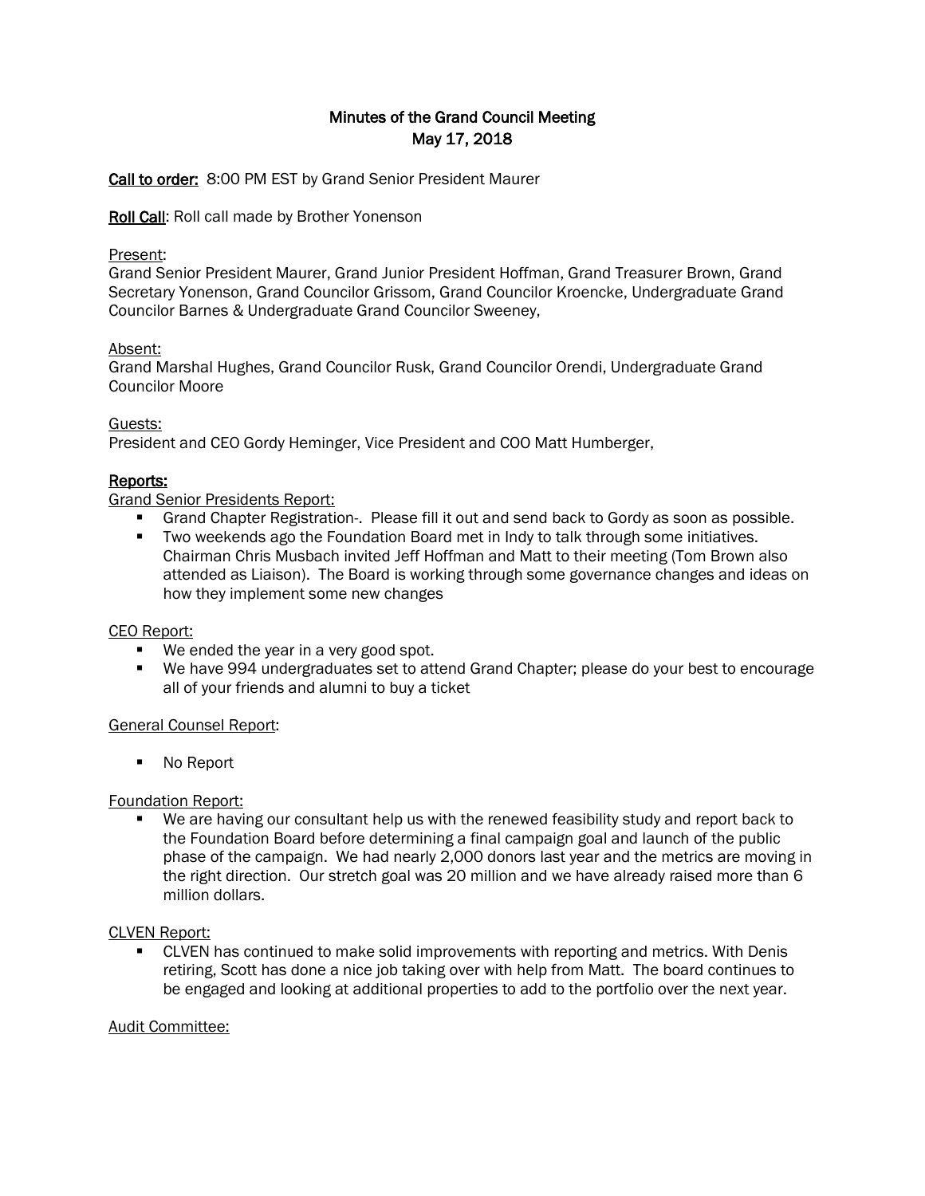# Minutes of the Grand Council Meeting
## May 17, 2018

**Call to order:** 8:00 PM EST by Grand Senior President Maurer

**Roll Call**: Roll call made by Brother Yonenson

Present:
Grand Senior President Maurer, Grand Junior President Hoffman, Grand Treasurer Brown, Grand Secretary Yonenson, Grand Councilor Grissom, Grand Councilor Kroencke, Undergraduate Grand Councilor Barnes & Undergraduate Grand Councilor Sweeney,

Absent:
Grand Marshal Hughes, Grand Councilor Rusk, Grand Councilor Orendi, Undergraduate Grand Councilor Moore

Guests:
President and CEO Gordy Heminger, Vice President and COO Matt Humberger,

**Reports:**

Grand Senior Presidents Report:

- Grand Chapter Registration-. Please fill it out and send back to Gordy as soon as possible.
- Two weekends ago the Foundation Board met in Indy to talk through some initiatives. Chairman Chris Musbach invited Jeff Hoffman and Matt to their meeting (Tom Brown also attended as Liaison). The Board is working through some governance changes and ideas on how they implement some new changes

CEO Report:

- We ended the year in a very good spot.
- We have 994 undergraduates set to attend Grand Chapter; please do your best to encourage all of your friends and alumni to buy a ticket

General Counsel Report:

- No Report

Foundation Report:

- We are having our consultant help us with the renewed feasibility study and report back to the Foundation Board before determining a final campaign goal and launch of the public phase of the campaign. We had nearly 2,000 donors last year and the metrics are moving in the right direction. Our stretch goal was 20 million and we have already raised more than 6 million dollars.

CLVEN Report:

- CLVEN has continued to make solid improvements with reporting and metrics. With Denis retiring, Scott has done a nice job taking over with help from Matt. The board continues to be engaged and looking at additional properties to add to the portfolio over the next year.

Audit Committee: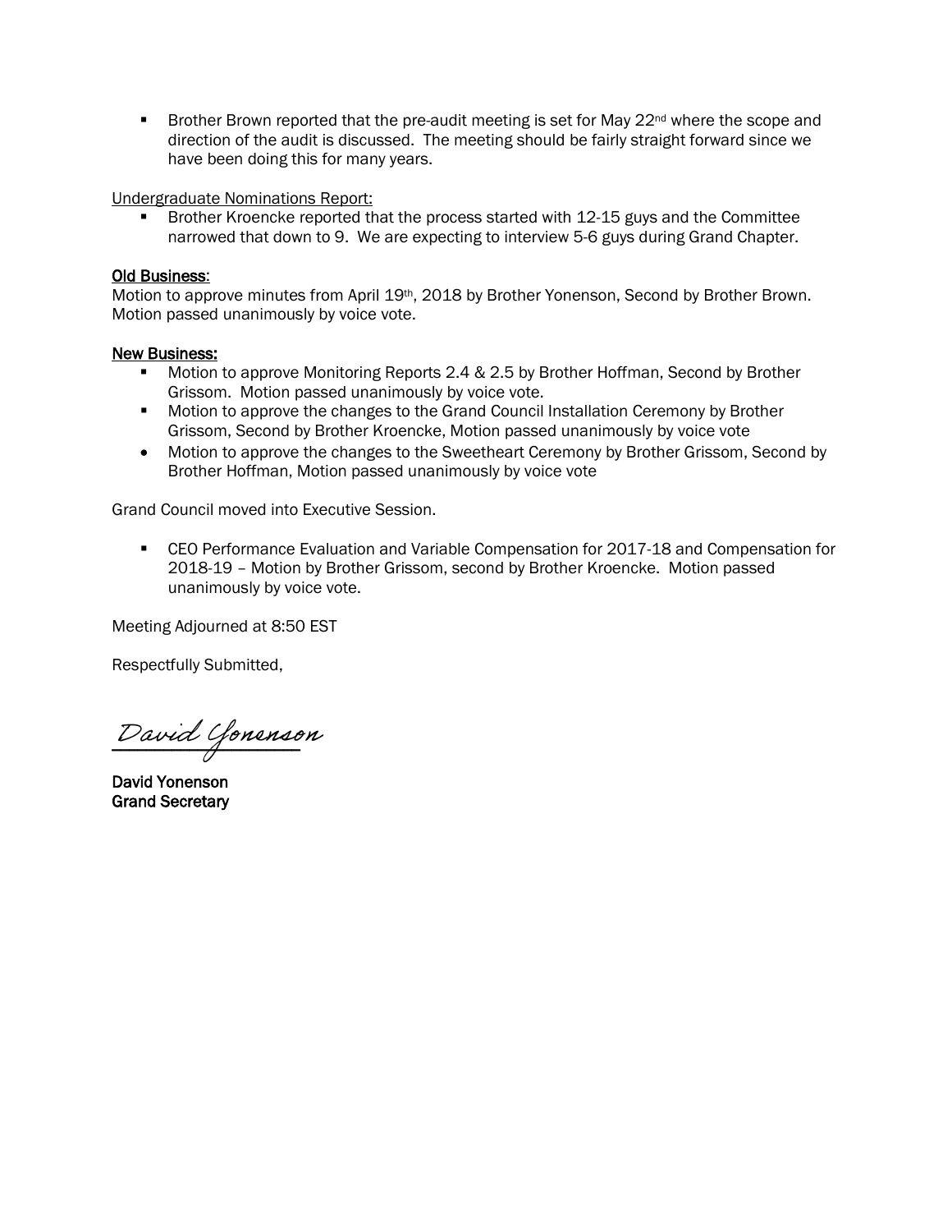- Brother Brown reported that the pre-audit meeting is set for May 22nd where the scope and direction of the audit is discussed. The meeting should be fairly straight forward since we have been doing this for many years.

Undergraduate Nominations Report:

- Brother Kroencke reported that the process started with 12-15 guys and the Committee narrowed that down to 9. We are expecting to interview 5-6 guys during Grand Chapter.

**Old Business:**

Motion to approve minutes from April 19th, 2018 by Brother Yonenson, Second by Brother Brown. Motion passed unanimously by voice vote.

**New Business:**

- Motion to approve Monitoring Reports 2.4 & 2.5 by Brother Hoffman, Second by Brother Grissom. Motion passed unanimously by voice vote.
- Motion to approve the changes to the Grand Council Installation Ceremony by Brother Grissom, Second by Brother Kroencke, Motion passed unanimously by voice vote
- Motion to approve the changes to the Sweetheart Ceremony by Brother Grissom, Second by Brother Hoffman, Motion passed unanimously by voice vote

Grand Council moved into Executive Session.

- CEO Performance Evaluation and Variable Compensation for 2017-18 and Compensation for 2018-19 – Motion by Brother Grissom, second by Brother Kroencke. Motion passed unanimously by voice vote.

Meeting Adjourned at 8:50 EST

Respectfully Submitted,

*David Yonenson*

**David Yonenson**
**Grand Secretary**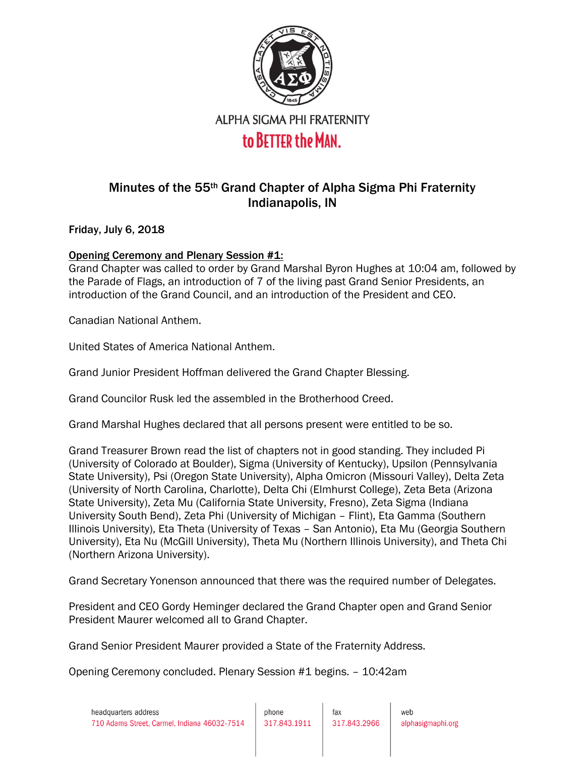ALPHA SIGMA PHI FRATERNITY

to BETTER the MAN.

# Minutes of the 55th Grand Chapter of Alpha Sigma Phi Fraternity Indianapolis, IN

**Friday, July 6, 2018**

**Opening Ceremony and Plenary Session #1:**

Grand Chapter was called to order by Grand Marshal Byron Hughes at 10:04 am, followed by the Parade of Flags, an introduction of 7 of the living past Grand Senior Presidents, an introduction of the Grand Council, and an introduction of the President and CEO.

Canadian National Anthem.

United States of America National Anthem.

Grand Junior President Hoffman delivered the Grand Chapter Blessing.

Grand Councilor Rusk led the assembled in the Brotherhood Creed.

Grand Marshal Hughes declared that all persons present were entitled to be so.

Grand Treasurer Brown read the list of chapters not in good standing. They included Pi (University of Colorado at Boulder), Sigma (University of Kentucky), Upsilon (Pennsylvania State University), Psi (Oregon State University), Alpha Omicron (Missouri Valley), Delta Zeta (University of North Carolina, Charlotte), Delta Chi (Elmhurst College), Zeta Beta (Arizona State University), Zeta Mu (California State University, Fresno), Zeta Sigma (Indiana University South Bend), Zeta Phi (University of Michigan – Flint), Eta Gamma (Southern Illinois University), Eta Theta (University of Texas – San Antonio), Eta Mu (Georgia Southern University), Eta Nu (McGill University), Theta Mu (Northern Illinois University), and Theta Chi (Northern Arizona University).

Grand Secretary Yonenson announced that there was the required number of Delegates.

President and CEO Gordy Heminger declared the Grand Chapter open and Grand Senior President Maurer welcomed all to Grand Chapter.

Grand Senior President Maurer provided a State of the Fraternity Address.

Opening Ceremony concluded. Plenary Session #1 begins. – 10:42am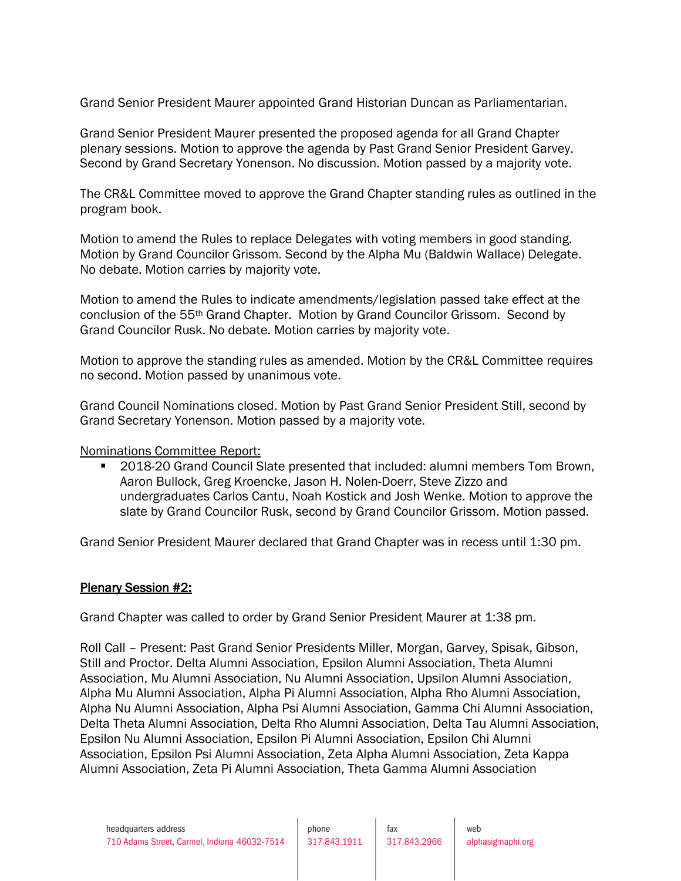Grand Senior President Maurer appointed Grand Historian Duncan as Parliamentarian.

Grand Senior President Maurer presented the proposed agenda for all Grand Chapter plenary sessions. Motion to approve the agenda by Past Grand Senior President Garvey. Second by Grand Secretary Yonenson. No discussion. Motion passed by a majority vote.

The CR&L Committee moved to approve the Grand Chapter standing rules as outlined in the program book.

Motion to amend the Rules to replace Delegates with voting members in good standing. Motion by Grand Councilor Grissom. Second by the Alpha Mu (Baldwin Wallace) Delegate. No debate. Motion carries by majority vote.

Motion to amend the Rules to indicate amendments/legislation passed take effect at the conclusion of the 55th Grand Chapter. Motion by Grand Councilor Grissom. Second by Grand Councilor Rusk. No debate. Motion carries by majority vote.

Motion to approve the standing rules as amended. Motion by the CR&L Committee requires no second. Motion passed by unanimous vote.

Grand Council Nominations closed. Motion by Past Grand Senior President Still, second by Grand Secretary Yonenson. Motion passed by a majority vote.

Nominations Committee Report:

- 2018-20 Grand Council Slate presented that included: alumni members Tom Brown, Aaron Bullock, Greg Kroencke, Jason H. Nolen-Doerr, Steve Zizzo and undergraduates Carlos Cantu, Noah Kostick and Josh Wenke. Motion to approve the slate by Grand Councilor Rusk, second by Grand Councilor Grissom. Motion passed.

Grand Senior President Maurer declared that Grand Chapter was in recess until 1:30 pm.

## Plenary Session #2:

Grand Chapter was called to order by Grand Senior President Maurer at 1:38 pm.

Roll Call – Present: Past Grand Senior Presidents Miller, Morgan, Garvey, Spisak, Gibson, Still and Proctor. Delta Alumni Association, Epsilon Alumni Association, Theta Alumni Association, Mu Alumni Association, Nu Alumni Association, Upsilon Alumni Association, Alpha Mu Alumni Association, Alpha Pi Alumni Association, Alpha Rho Alumni Association, Alpha Nu Alumni Association, Alpha Psi Alumni Association, Gamma Chi Alumni Association, Delta Theta Alumni Association, Delta Rho Alumni Association, Delta Tau Alumni Association, Epsilon Nu Alumni Association, Epsilon Pi Alumni Association, Epsilon Chi Alumni Association, Epsilon Psi Alumni Association, Zeta Alpha Alumni Association, Zeta Kappa Alumni Association, Zeta Pi Alumni Association, Theta Gamma Alumni Association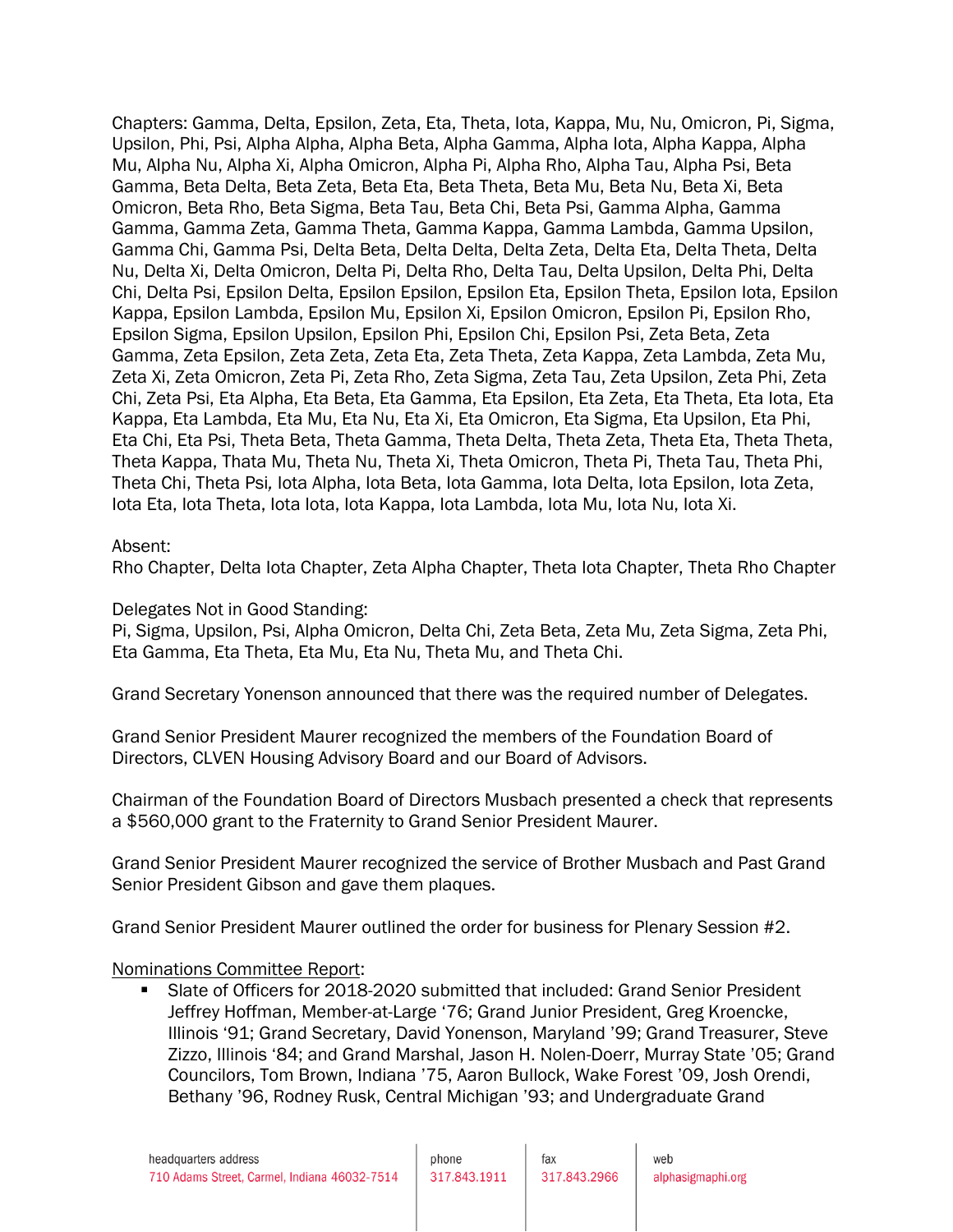Chapters: Gamma, Delta, Epsilon, Zeta, Eta, Theta, Iota, Kappa, Mu, Nu, Omicron, Pi, Sigma, Upsilon, Phi, Psi, Alpha Alpha, Alpha Beta, Alpha Gamma, Alpha Iota, Alpha Kappa, Alpha Mu, Alpha Nu, Alpha Xi, Alpha Omicron, Alpha Pi, Alpha Rho, Alpha Tau, Alpha Psi, Beta Gamma, Beta Delta, Beta Zeta, Beta Eta, Beta Theta, Beta Mu, Beta Nu, Beta Xi, Beta Omicron, Beta Rho, Beta Sigma, Beta Tau, Beta Chi, Beta Psi, Gamma Alpha, Gamma Gamma, Gamma Zeta, Gamma Theta, Gamma Kappa, Gamma Lambda, Gamma Upsilon, Gamma Chi, Gamma Psi, Delta Beta, Delta Delta, Delta Zeta, Delta Eta, Delta Theta, Delta Nu, Delta Xi, Delta Omicron, Delta Pi, Delta Rho, Delta Tau, Delta Upsilon, Delta Phi, Delta Chi, Delta Psi, Epsilon Delta, Epsilon Epsilon, Epsilon Eta, Epsilon Theta, Epsilon Iota, Epsilon Kappa, Epsilon Lambda, Epsilon Mu, Epsilon Xi, Epsilon Omicron, Epsilon Pi, Epsilon Rho, Epsilon Sigma, Epsilon Upsilon, Epsilon Phi, Epsilon Chi, Epsilon Psi, Zeta Beta, Zeta Gamma, Zeta Epsilon, Zeta Zeta, Zeta Eta, Zeta Theta, Zeta Kappa, Zeta Lambda, Zeta Mu, Zeta Xi, Zeta Omicron, Zeta Pi, Zeta Rho, Zeta Sigma, Zeta Tau, Zeta Upsilon, Zeta Phi, Zeta Chi, Zeta Psi, Eta Alpha, Eta Beta, Eta Gamma, Eta Epsilon, Eta Zeta, Eta Theta, Eta Iota, Eta Kappa, Eta Lambda, Eta Mu, Eta Nu, Eta Xi, Eta Omicron, Eta Sigma, Eta Upsilon, Eta Phi, Eta Chi, Eta Psi, Theta Beta, Theta Gamma, Theta Delta, Theta Zeta, Theta Eta, Theta Theta, Theta Kappa, Thata Mu, Theta Nu, Theta Xi, Theta Omicron, Theta Pi, Theta Tau, Theta Phi, Theta Chi, Theta Psi, Iota Alpha, Iota Beta, Iota Gamma, Iota Delta, Iota Epsilon, Iota Zeta, Iota Eta, Iota Theta, Iota Iota, Iota Kappa, Iota Lambda, Iota Mu, Iota Nu, Iota Xi.

Absent:
Rho Chapter, Delta Iota Chapter, Zeta Alpha Chapter, Theta Iota Chapter, Theta Rho Chapter

Delegates Not in Good Standing:
Pi, Sigma, Upsilon, Psi, Alpha Omicron, Delta Chi, Zeta Beta, Zeta Mu, Zeta Sigma, Zeta Phi, Eta Gamma, Eta Theta, Eta Mu, Eta Nu, Theta Mu, and Theta Chi.

Grand Secretary Yonenson announced that there was the required number of Delegates.

Grand Senior President Maurer recognized the members of the Foundation Board of Directors, CLVEN Housing Advisory Board and our Board of Advisors.

Chairman of the Foundation Board of Directors Musbach presented a check that represents a $560,000 grant to the Fraternity to Grand Senior President Maurer.

Grand Senior President Maurer recognized the service of Brother Musbach and Past Grand Senior President Gibson and gave them plaques.

Grand Senior President Maurer outlined the order for business for Plenary Session #2.

<u>Nominations Committee Report</u>:

- Slate of Officers for 2018-2020 submitted that included: Grand Senior President Jeffrey Hoffman, Member-at-Large '76; Grand Junior President, Greg Kroencke, Illinois '91; Grand Secretary, David Yonenson, Maryland '99; Grand Treasurer, Steve Zizzo, Illinois '84; and Grand Marshal, Jason H. Nolen-Doerr, Murray State '05; Grand Councilors, Tom Brown, Indiana '75, Aaron Bullock, Wake Forest '09, Josh Orendi, Bethany '96, Rodney Rusk, Central Michigan '93; and Undergraduate Grand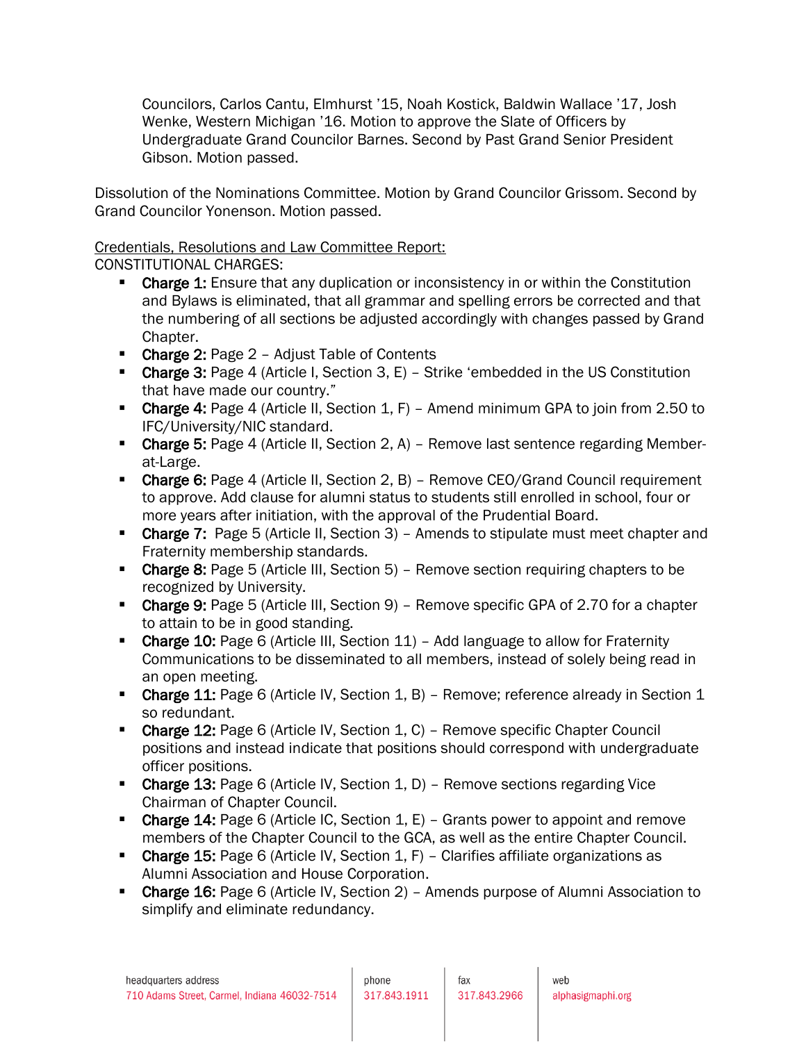Councilors, Carlos Cantu, Elmhurst '15, Noah Kostick, Baldwin Wallace '17, Josh Wenke, Western Michigan '16. Motion to approve the Slate of Officers by Undergraduate Grand Councilor Barnes. Second by Past Grand Senior President Gibson. Motion passed.

Dissolution of the Nominations Committee. Motion by Grand Councilor Grissom. Second by Grand Councilor Yonenson. Motion passed.

Credentials, Resolutions and Law Committee Report:
CONSTITUTIONAL CHARGES:

- **Charge 1:** Ensure that any duplication or inconsistency in or within the Constitution and Bylaws is eliminated, that all grammar and spelling errors be corrected and that the numbering of all sections be adjusted accordingly with changes passed by Grand Chapter.
- **Charge 2:** Page 2 – Adjust Table of Contents
- **Charge 3:** Page 4 (Article I, Section 3, E) – Strike 'embedded in the US Constitution that have made our country."
- **Charge 4:** Page 4 (Article II, Section 1, F) – Amend minimum GPA to join from 2.50 to IFC/University/NIC standard.
- **Charge 5:** Page 4 (Article II, Section 2, A) – Remove last sentence regarding Member-at-Large.
- **Charge 6:** Page 4 (Article II, Section 2, B) – Remove CEO/Grand Council requirement to approve. Add clause for alumni status to students still enrolled in school, four or more years after initiation, with the approval of the Prudential Board.
- **Charge 7:** Page 5 (Article II, Section 3) – Amends to stipulate must meet chapter and Fraternity membership standards.
- **Charge 8:** Page 5 (Article III, Section 5) – Remove section requiring chapters to be recognized by University.
- **Charge 9:** Page 5 (Article III, Section 9) – Remove specific GPA of 2.70 for a chapter to attain to be in good standing.
- **Charge 10:** Page 6 (Article III, Section 11) – Add language to allow for Fraternity Communications to be disseminated to all members, instead of solely being read in an open meeting.
- **Charge 11:** Page 6 (Article IV, Section 1, B) – Remove; reference already in Section 1 so redundant.
- **Charge 12:** Page 6 (Article IV, Section 1, C) – Remove specific Chapter Council positions and instead indicate that positions should correspond with undergraduate officer positions.
- **Charge 13:** Page 6 (Article IV, Section 1, D) – Remove sections regarding Vice Chairman of Chapter Council.
- **Charge 14:** Page 6 (Article IC, Section 1, E) – Grants power to appoint and remove members of the Chapter Council to the GCA, as well as the entire Chapter Council.
- **Charge 15:** Page 6 (Article IV, Section 1, F) – Clarifies affiliate organizations as Alumni Association and House Corporation.
- **Charge 16:** Page 6 (Article IV, Section 2) – Amends purpose of Alumni Association to simplify and eliminate redundancy.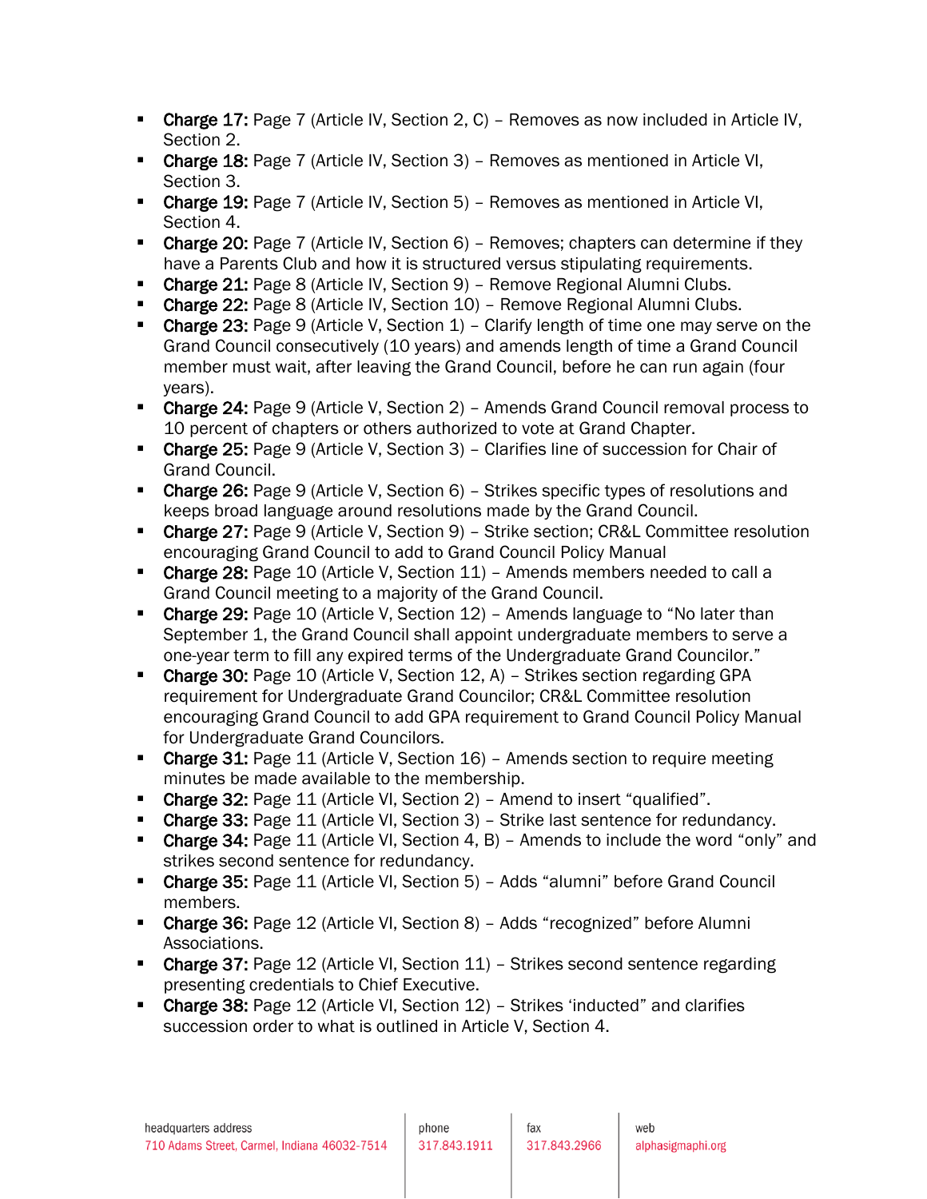- **Charge 17:** Page 7 (Article IV, Section 2, C) – Removes as now included in Article IV, Section 2.
- **Charge 18:** Page 7 (Article IV, Section 3) – Removes as mentioned in Article VI, Section 3.
- **Charge 19:** Page 7 (Article IV, Section 5) – Removes as mentioned in Article VI, Section 4.
- **Charge 20:** Page 7 (Article IV, Section 6) – Removes; chapters can determine if they have a Parents Club and how it is structured versus stipulating requirements.
- **Charge 21:** Page 8 (Article IV, Section 9) – Remove Regional Alumni Clubs.
- **Charge 22:** Page 8 (Article IV, Section 10) – Remove Regional Alumni Clubs.
- **Charge 23:** Page 9 (Article V, Section 1) – Clarify length of time one may serve on the Grand Council consecutively (10 years) and amends length of time a Grand Council member must wait, after leaving the Grand Council, before he can run again (four years).
- **Charge 24:** Page 9 (Article V, Section 2) – Amends Grand Council removal process to 10 percent of chapters or others authorized to vote at Grand Chapter.
- **Charge 25:** Page 9 (Article V, Section 3) – Clarifies line of succession for Chair of Grand Council.
- **Charge 26:** Page 9 (Article V, Section 6) – Strikes specific types of resolutions and keeps broad language around resolutions made by the Grand Council.
- **Charge 27:** Page 9 (Article V, Section 9) – Strike section; CR&L Committee resolution encouraging Grand Council to add to Grand Council Policy Manual
- **Charge 28:** Page 10 (Article V, Section 11) – Amends members needed to call a Grand Council meeting to a majority of the Grand Council.
- **Charge 29:** Page 10 (Article V, Section 12) – Amends language to "No later than September 1, the Grand Council shall appoint undergraduate members to serve a one-year term to fill any expired terms of the Undergraduate Grand Councilor."
- **Charge 30:** Page 10 (Article V, Section 12, A) – Strikes section regarding GPA requirement for Undergraduate Grand Councilor; CR&L Committee resolution encouraging Grand Council to add GPA requirement to Grand Council Policy Manual for Undergraduate Grand Councilors.
- **Charge 31:** Page 11 (Article V, Section 16) – Amends section to require meeting minutes be made available to the membership.
- **Charge 32:** Page 11 (Article VI, Section 2) – Amend to insert "qualified".
- **Charge 33:** Page 11 (Article VI, Section 3) – Strike last sentence for redundancy.
- **Charge 34:** Page 11 (Article VI, Section 4, B) – Amends to include the word "only" and strikes second sentence for redundancy.
- **Charge 35:** Page 11 (Article VI, Section 5) – Adds "alumni" before Grand Council members.
- **Charge 36:** Page 12 (Article VI, Section 8) – Adds "recognized" before Alumni Associations.
- **Charge 37:** Page 12 (Article VI, Section 11) – Strikes second sentence regarding presenting credentials to Chief Executive.
- **Charge 38:** Page 12 (Article VI, Section 12) – Strikes 'inducted" and clarifies succession order to what is outlined in Article V, Section 4.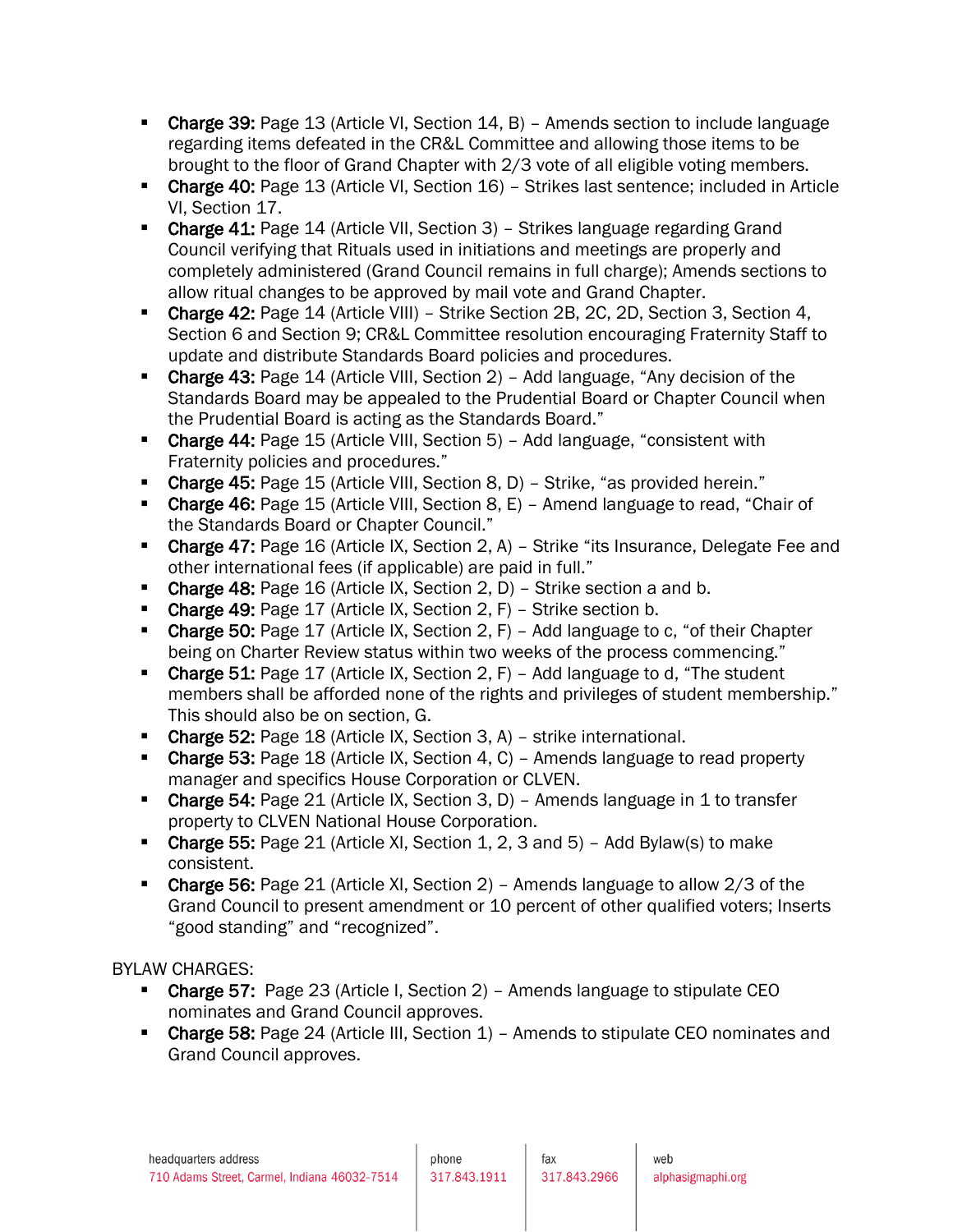- **Charge 39:** Page 13 (Article VI, Section 14, B) – Amends section to include language regarding items defeated in the CR&L Committee and allowing those items to be brought to the floor of Grand Chapter with 2/3 vote of all eligible voting members.
- **Charge 40:** Page 13 (Article VI, Section 16) – Strikes last sentence; included in Article VI, Section 17.
- **Charge 41:** Page 14 (Article VII, Section 3) – Strikes language regarding Grand Council verifying that Rituals used in initiations and meetings are properly and completely administered (Grand Council remains in full charge); Amends sections to allow ritual changes to be approved by mail vote and Grand Chapter.
- **Charge 42:** Page 14 (Article VIII) – Strike Section 2B, 2C, 2D, Section 3, Section 4, Section 6 and Section 9; CR&L Committee resolution encouraging Fraternity Staff to update and distribute Standards Board policies and procedures.
- **Charge 43:** Page 14 (Article VIII, Section 2) – Add language, "Any decision of the Standards Board may be appealed to the Prudential Board or Chapter Council when the Prudential Board is acting as the Standards Board."
- **Charge 44:** Page 15 (Article VIII, Section 5) – Add language, "consistent with Fraternity policies and procedures."
- **Charge 45:** Page 15 (Article VIII, Section 8, D) – Strike, "as provided herein."
- **Charge 46:** Page 15 (Article VIII, Section 8, E) – Amend language to read, "Chair of the Standards Board or Chapter Council."
- **Charge 47:** Page 16 (Article IX, Section 2, A) – Strike "its Insurance, Delegate Fee and other international fees (if applicable) are paid in full."
- **Charge 48:** Page 16 (Article IX, Section 2, D) – Strike section a and b.
- **Charge 49:** Page 17 (Article IX, Section 2, F) – Strike section b.
- **Charge 50:** Page 17 (Article IX, Section 2, F) – Add language to c, "of their Chapter being on Charter Review status within two weeks of the process commencing."
- **Charge 51:** Page 17 (Article IX, Section 2, F) – Add language to d, "The student members shall be afforded none of the rights and privileges of student membership." This should also be on section, G.
- **Charge 52:** Page 18 (Article IX, Section 3, A) – strike international.
- **Charge 53:** Page 18 (Article IX, Section 4, C) – Amends language to read property manager and specifics House Corporation or CLVEN.
- **Charge 54:** Page 21 (Article IX, Section 3, D) – Amends language in 1 to transfer property to CLVEN National House Corporation.
- **Charge 55:** Page 21 (Article XI, Section 1, 2, 3 and 5) – Add Bylaw(s) to make consistent.
- **Charge 56:** Page 21 (Article XI, Section 2) – Amends language to allow 2/3 of the Grand Council to present amendment or 10 percent of other qualified voters; Inserts "good standing" and "recognized".

BYLAW CHARGES:

- **Charge 57:** Page 23 (Article I, Section 2) – Amends language to stipulate CEO nominates and Grand Council approves.
- **Charge 58:** Page 24 (Article III, Section 1) – Amends to stipulate CEO nominates and Grand Council approves.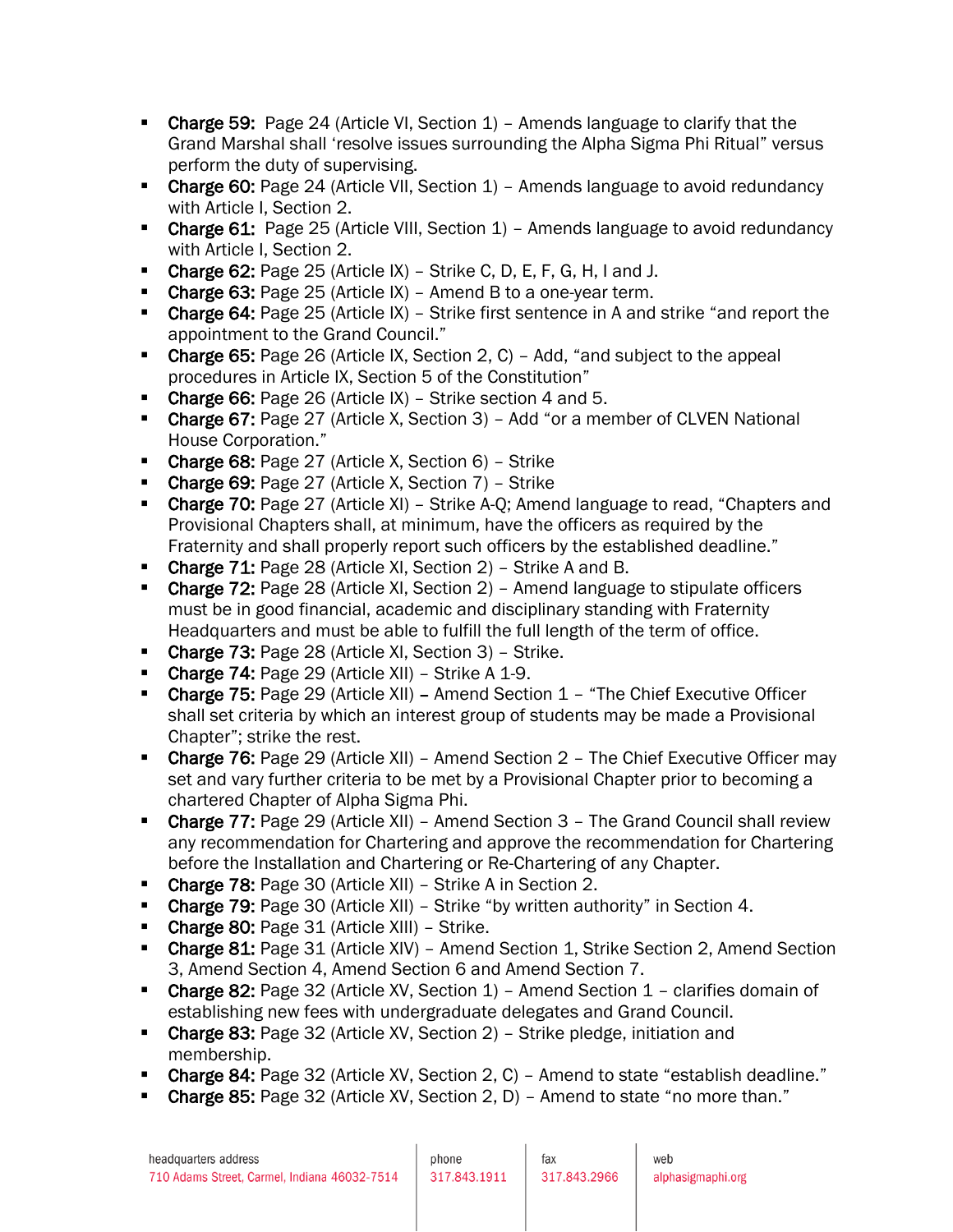- **Charge 59:** Page 24 (Article VI, Section 1) – Amends language to clarify that the Grand Marshal shall 'resolve issues surrounding the Alpha Sigma Phi Ritual" versus perform the duty of supervising.
- **Charge 60:** Page 24 (Article VII, Section 1) – Amends language to avoid redundancy with Article I, Section 2.
- **Charge 61:** Page 25 (Article VIII, Section 1) – Amends language to avoid redundancy with Article I, Section 2.
- **Charge 62:** Page 25 (Article IX) – Strike C, D, E, F, G, H, I and J.
- **Charge 63:** Page 25 (Article IX) – Amend B to a one-year term.
- **Charge 64:** Page 25 (Article IX) – Strike first sentence in A and strike "and report the appointment to the Grand Council."
- **Charge 65:** Page 26 (Article IX, Section 2, C) – Add, "and subject to the appeal procedures in Article IX, Section 5 of the Constitution"
- **Charge 66:** Page 26 (Article IX) – Strike section 4 and 5.
- **Charge 67:** Page 27 (Article X, Section 3) – Add "or a member of CLVEN National House Corporation."
- **Charge 68:** Page 27 (Article X, Section 6) – Strike
- **Charge 69:** Page 27 (Article X, Section 7) – Strike
- **Charge 70:** Page 27 (Article XI) – Strike A-Q; Amend language to read, "Chapters and Provisional Chapters shall, at minimum, have the officers as required by the Fraternity and shall properly report such officers by the established deadline."
- **Charge 71:** Page 28 (Article XI, Section 2) – Strike A and B.
- **Charge 72:** Page 28 (Article XI, Section 2) – Amend language to stipulate officers must be in good financial, academic and disciplinary standing with Fraternity Headquarters and must be able to fulfill the full length of the term of office.
- **Charge 73:** Page 28 (Article XI, Section 3) – Strike.
- **Charge 74:** Page 29 (Article XII) – Strike A 1-9.
- **Charge 75:** Page 29 (Article XII) – Amend Section 1 – "The Chief Executive Officer shall set criteria by which an interest group of students may be made a Provisional Chapter"; strike the rest.
- **Charge 76:** Page 29 (Article XII) – Amend Section 2 – The Chief Executive Officer may set and vary further criteria to be met by a Provisional Chapter prior to becoming a chartered Chapter of Alpha Sigma Phi.
- **Charge 77:** Page 29 (Article XII) – Amend Section 3 – The Grand Council shall review any recommendation for Chartering and approve the recommendation for Chartering before the Installation and Chartering or Re-Chartering of any Chapter.
- **Charge 78:** Page 30 (Article XII) – Strike A in Section 2.
- **Charge 79:** Page 30 (Article XII) – Strike "by written authority" in Section 4.
- **Charge 80:** Page 31 (Article XIII) – Strike.
- **Charge 81:** Page 31 (Article XIV) – Amend Section 1, Strike Section 2, Amend Section 3, Amend Section 4, Amend Section 6 and Amend Section 7.
- **Charge 82:** Page 32 (Article XV, Section 1) – Amend Section 1 – clarifies domain of establishing new fees with undergraduate delegates and Grand Council.
- **Charge 83:** Page 32 (Article XV, Section 2) – Strike pledge, initiation and membership.
- **Charge 84:** Page 32 (Article XV, Section 2, C) – Amend to state "establish deadline."
- **Charge 85:** Page 32 (Article XV, Section 2, D) – Amend to state "no more than."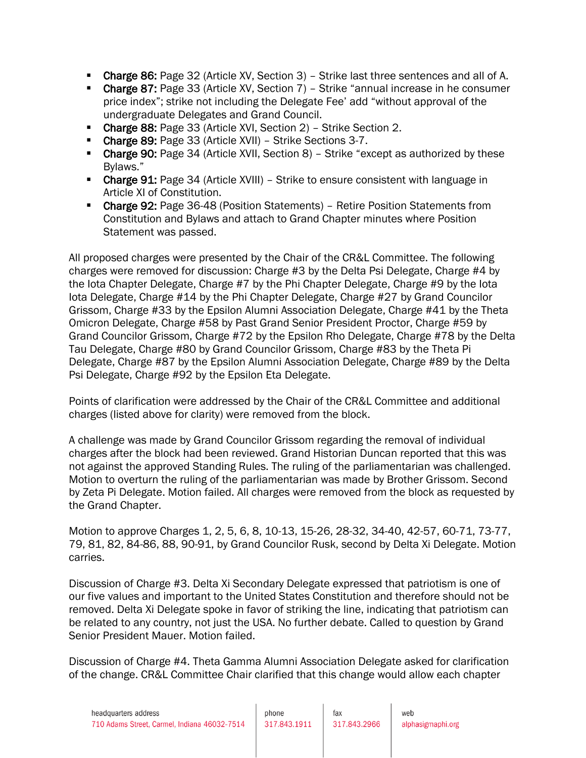- **Charge 86:** Page 32 (Article XV, Section 3) – Strike last three sentences and all of A.
- **Charge 87:** Page 33 (Article XV, Section 7) – Strike "annual increase in he consumer price index"; strike not including the Delegate Fee' add "without approval of the undergraduate Delegates and Grand Council.
- **Charge 88:** Page 33 (Article XVI, Section 2) – Strike Section 2.
- **Charge 89:** Page 33 (Article XVII) – Strike Sections 3-7.
- **Charge 90:** Page 34 (Article XVII, Section 8) – Strike "except as authorized by these Bylaws."
- **Charge 91:** Page 34 (Article XVIII) – Strike to ensure consistent with language in Article XI of Constitution.
- **Charge 92:** Page 36-48 (Position Statements) – Retire Position Statements from Constitution and Bylaws and attach to Grand Chapter minutes where Position Statement was passed.

All proposed charges were presented by the Chair of the CR&L Committee. The following charges were removed for discussion: Charge #3 by the Delta Psi Delegate, Charge #4 by the Iota Chapter Delegate, Charge #7 by the Phi Chapter Delegate, Charge #9 by the Iota Iota Delegate, Charge #14 by the Phi Chapter Delegate, Charge #27 by Grand Councilor Grissom, Charge #33 by the Epsilon Alumni Association Delegate, Charge #41 by the Theta Omicron Delegate, Charge #58 by Past Grand Senior President Proctor, Charge #59 by Grand Councilor Grissom, Charge #72 by the Epsilon Rho Delegate, Charge #78 by the Delta Tau Delegate, Charge #80 by Grand Councilor Grissom, Charge #83 by the Theta Pi Delegate, Charge #87 by the Epsilon Alumni Association Delegate, Charge #89 by the Delta Psi Delegate, Charge #92 by the Epsilon Eta Delegate.

Points of clarification were addressed by the Chair of the CR&L Committee and additional charges (listed above for clarity) were removed from the block.

A challenge was made by Grand Councilor Grissom regarding the removal of individual charges after the block had been reviewed. Grand Historian Duncan reported that this was not against the approved Standing Rules. The ruling of the parliamentarian was challenged. Motion to overturn the ruling of the parliamentarian was made by Brother Grissom. Second by Zeta Pi Delegate. Motion failed. All charges were removed from the block as requested by the Grand Chapter.

Motion to approve Charges 1, 2, 5, 6, 8, 10-13, 15-26, 28-32, 34-40, 42-57, 60-71, 73-77, 79, 81, 82, 84-86, 88, 90-91, by Grand Councilor Rusk, second by Delta Xi Delegate. Motion carries.

Discussion of Charge #3. Delta Xi Secondary Delegate expressed that patriotism is one of our five values and important to the United States Constitution and therefore should not be removed. Delta Xi Delegate spoke in favor of striking the line, indicating that patriotism can be related to any country, not just the USA. No further debate. Called to question by Grand Senior President Mauer. Motion failed.

Discussion of Charge #4. Theta Gamma Alumni Association Delegate asked for clarification of the change. CR&L Committee Chair clarified that this change would allow each chapter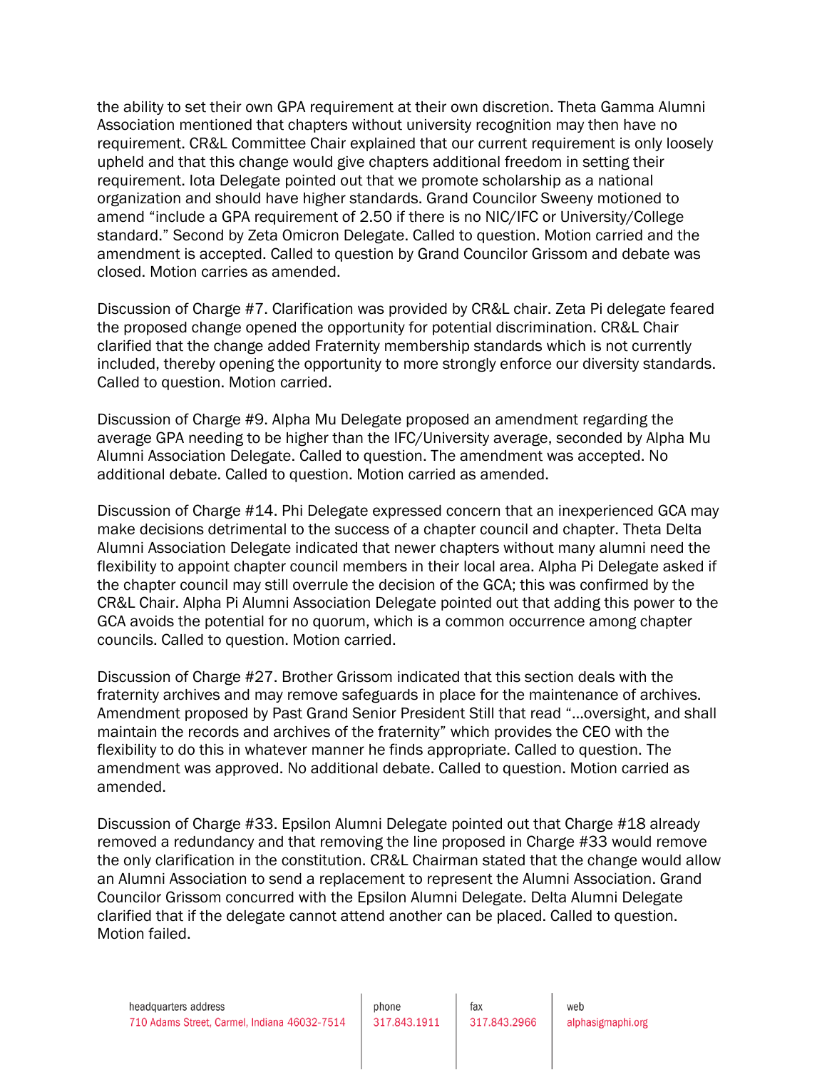the ability to set their own GPA requirement at their own discretion. Theta Gamma Alumni Association mentioned that chapters without university recognition may then have no requirement. CR&L Committee Chair explained that our current requirement is only loosely upheld and that this change would give chapters additional freedom in setting their requirement. Iota Delegate pointed out that we promote scholarship as a national organization and should have higher standards. Grand Councilor Sweeny motioned to amend "include a GPA requirement of 2.50 if there is no NIC/IFC or University/College standard." Second by Zeta Omicron Delegate. Called to question. Motion carried and the amendment is accepted. Called to question by Grand Councilor Grissom and debate was closed. Motion carries as amended.

Discussion of Charge #7. Clarification was provided by CR&L chair. Zeta Pi delegate feared the proposed change opened the opportunity for potential discrimination. CR&L Chair clarified that the change added Fraternity membership standards which is not currently included, thereby opening the opportunity to more strongly enforce our diversity standards. Called to question. Motion carried.

Discussion of Charge #9. Alpha Mu Delegate proposed an amendment regarding the average GPA needing to be higher than the IFC/University average, seconded by Alpha Mu Alumni Association Delegate. Called to question. The amendment was accepted. No additional debate. Called to question. Motion carried as amended.

Discussion of Charge #14. Phi Delegate expressed concern that an inexperienced GCA may make decisions detrimental to the success of a chapter council and chapter. Theta Delta Alumni Association Delegate indicated that newer chapters without many alumni need the flexibility to appoint chapter council members in their local area. Alpha Pi Delegate asked if the chapter council may still overrule the decision of the GCA; this was confirmed by the CR&L Chair. Alpha Pi Alumni Association Delegate pointed out that adding this power to the GCA avoids the potential for no quorum, which is a common occurrence among chapter councils. Called to question. Motion carried.

Discussion of Charge #27. Brother Grissom indicated that this section deals with the fraternity archives and may remove safeguards in place for the maintenance of archives. Amendment proposed by Past Grand Senior President Still that read "…oversight, and shall maintain the records and archives of the fraternity" which provides the CEO with the flexibility to do this in whatever manner he finds appropriate. Called to question. The amendment was approved. No additional debate. Called to question. Motion carried as amended.

Discussion of Charge #33. Epsilon Alumni Delegate pointed out that Charge #18 already removed a redundancy and that removing the line proposed in Charge #33 would remove the only clarification in the constitution. CR&L Chairman stated that the change would allow an Alumni Association to send a replacement to represent the Alumni Association. Grand Councilor Grissom concurred with the Epsilon Alumni Delegate. Delta Alumni Delegate clarified that if the delegate cannot attend another can be placed. Called to question. Motion failed.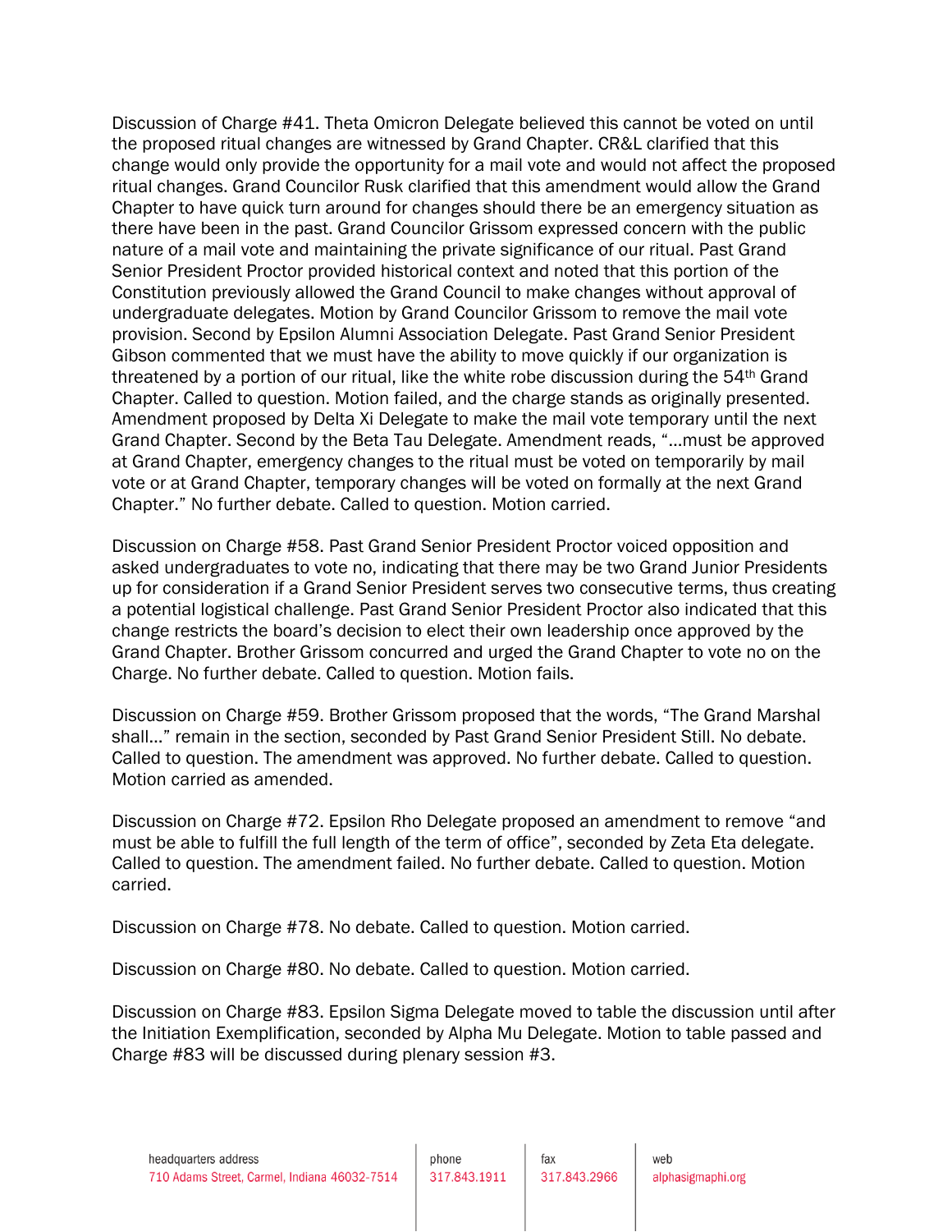Discussion of Charge #41. Theta Omicron Delegate believed this cannot be voted on until the proposed ritual changes are witnessed by Grand Chapter. CR&L clarified that this change would only provide the opportunity for a mail vote and would not affect the proposed ritual changes. Grand Councilor Rusk clarified that this amendment would allow the Grand Chapter to have quick turn around for changes should there be an emergency situation as there have been in the past. Grand Councilor Grissom expressed concern with the public nature of a mail vote and maintaining the private significance of our ritual. Past Grand Senior President Proctor provided historical context and noted that this portion of the Constitution previously allowed the Grand Council to make changes without approval of undergraduate delegates. Motion by Grand Councilor Grissom to remove the mail vote provision. Second by Epsilon Alumni Association Delegate. Past Grand Senior President Gibson commented that we must have the ability to move quickly if our organization is threatened by a portion of our ritual, like the white robe discussion during the 54th Grand Chapter. Called to question. Motion failed, and the charge stands as originally presented. Amendment proposed by Delta Xi Delegate to make the mail vote temporary until the next Grand Chapter. Second by the Beta Tau Delegate. Amendment reads, "…must be approved at Grand Chapter, emergency changes to the ritual must be voted on temporarily by mail vote or at Grand Chapter, temporary changes will be voted on formally at the next Grand Chapter." No further debate. Called to question. Motion carried.

Discussion on Charge #58. Past Grand Senior President Proctor voiced opposition and asked undergraduates to vote no, indicating that there may be two Grand Junior Presidents up for consideration if a Grand Senior President serves two consecutive terms, thus creating a potential logistical challenge. Past Grand Senior President Proctor also indicated that this change restricts the board's decision to elect their own leadership once approved by the Grand Chapter. Brother Grissom concurred and urged the Grand Chapter to vote no on the Charge. No further debate. Called to question. Motion fails.

Discussion on Charge #59. Brother Grissom proposed that the words, "The Grand Marshal shall…" remain in the section, seconded by Past Grand Senior President Still. No debate. Called to question. The amendment was approved. No further debate. Called to question. Motion carried as amended.

Discussion on Charge #72. Epsilon Rho Delegate proposed an amendment to remove "and must be able to fulfill the full length of the term of office", seconded by Zeta Eta delegate. Called to question. The amendment failed. No further debate. Called to question. Motion carried.

Discussion on Charge #78. No debate. Called to question. Motion carried.

Discussion on Charge #80. No debate. Called to question. Motion carried.

Discussion on Charge #83. Epsilon Sigma Delegate moved to table the discussion until after the Initiation Exemplification, seconded by Alpha Mu Delegate. Motion to table passed and Charge #83 will be discussed during plenary session #3.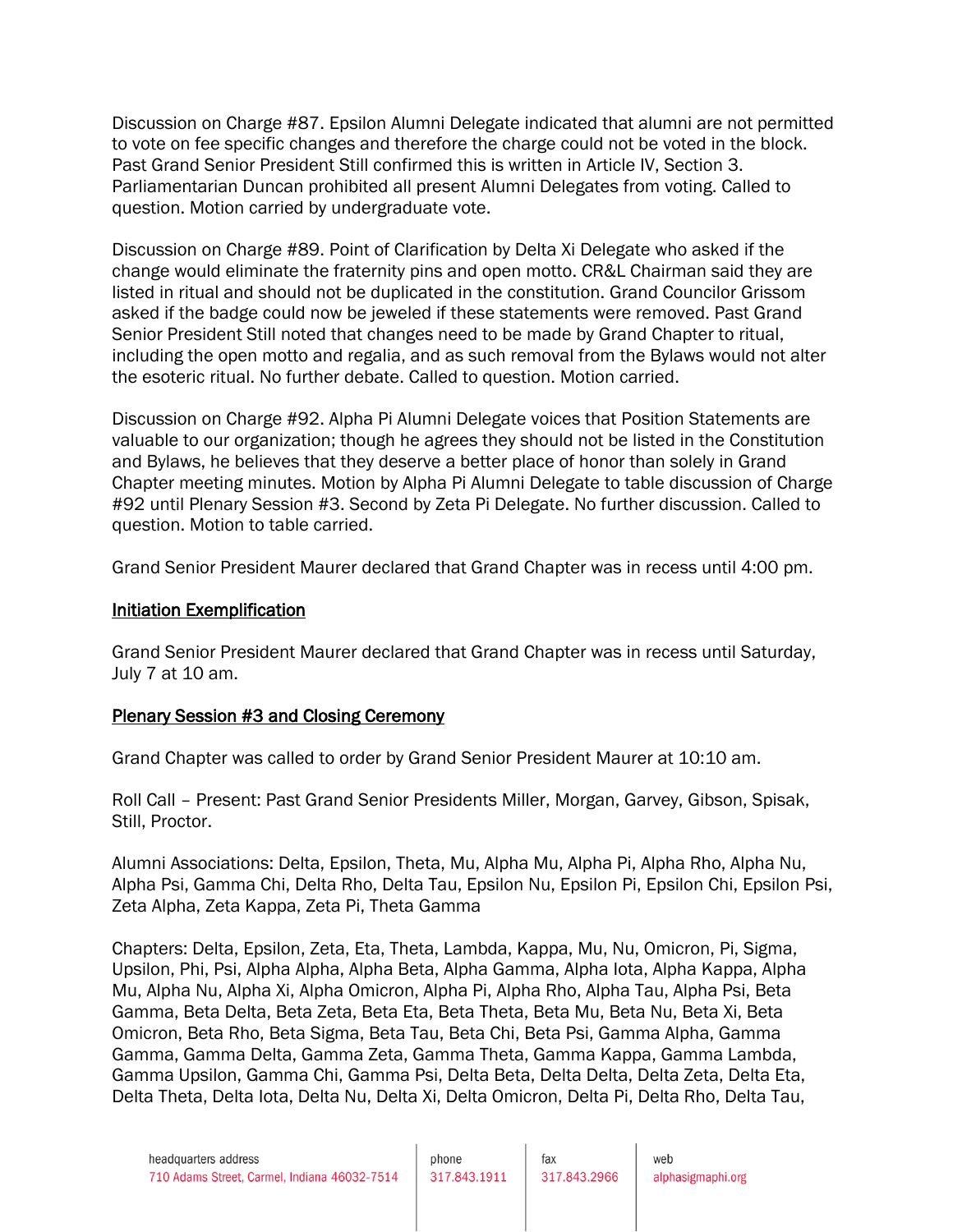Discussion on Charge #87. Epsilon Alumni Delegate indicated that alumni are not permitted to vote on fee specific changes and therefore the charge could not be voted in the block. Past Grand Senior President Still confirmed this is written in Article IV, Section 3. Parliamentarian Duncan prohibited all present Alumni Delegates from voting. Called to question. Motion carried by undergraduate vote.

Discussion on Charge #89. Point of Clarification by Delta Xi Delegate who asked if the change would eliminate the fraternity pins and open motto. CR&L Chairman said they are listed in ritual and should not be duplicated in the constitution. Grand Councilor Grissom asked if the badge could now be jeweled if these statements were removed. Past Grand Senior President Still noted that changes need to be made by Grand Chapter to ritual, including the open motto and regalia, and as such removal from the Bylaws would not alter the esoteric ritual. No further debate. Called to question. Motion carried.

Discussion on Charge #92. Alpha Pi Alumni Delegate voices that Position Statements are valuable to our organization; though he agrees they should not be listed in the Constitution and Bylaws, he believes that they deserve a better place of honor than solely in Grand Chapter meeting minutes. Motion by Alpha Pi Alumni Delegate to table discussion of Charge #92 until Plenary Session #3. Second by Zeta Pi Delegate. No further discussion. Called to question. Motion to table carried.

Grand Senior President Maurer declared that Grand Chapter was in recess until 4:00 pm.

## Initiation Exemplification

Grand Senior President Maurer declared that Grand Chapter was in recess until Saturday, July 7 at 10 am.

## Plenary Session #3 and Closing Ceremony

Grand Chapter was called to order by Grand Senior President Maurer at 10:10 am.

Roll Call – Present: Past Grand Senior Presidents Miller, Morgan, Garvey, Gibson, Spisak, Still, Proctor.

Alumni Associations: Delta, Epsilon, Theta, Mu, Alpha Mu, Alpha Pi, Alpha Rho, Alpha Nu, Alpha Psi, Gamma Chi, Delta Rho, Delta Tau, Epsilon Nu, Epsilon Pi, Epsilon Chi, Epsilon Psi, Zeta Alpha, Zeta Kappa, Zeta Pi, Theta Gamma

Chapters: Delta, Epsilon, Zeta, Eta, Theta, Lambda, Kappa, Mu, Nu, Omicron, Pi, Sigma, Upsilon, Phi, Psi, Alpha Alpha, Alpha Beta, Alpha Gamma, Alpha Iota, Alpha Kappa, Alpha Mu, Alpha Nu, Alpha Xi, Alpha Omicron, Alpha Pi, Alpha Rho, Alpha Tau, Alpha Psi, Beta Gamma, Beta Delta, Beta Zeta, Beta Eta, Beta Theta, Beta Mu, Beta Nu, Beta Xi, Beta Omicron, Beta Rho, Beta Sigma, Beta Tau, Beta Chi, Beta Psi, Gamma Alpha, Gamma Gamma, Gamma Delta, Gamma Zeta, Gamma Theta, Gamma Kappa, Gamma Lambda, Gamma Upsilon, Gamma Chi, Gamma Psi, Delta Beta, Delta Delta, Delta Zeta, Delta Eta, Delta Theta, Delta Iota, Delta Nu, Delta Xi, Delta Omicron, Delta Pi, Delta Rho, Delta Tau,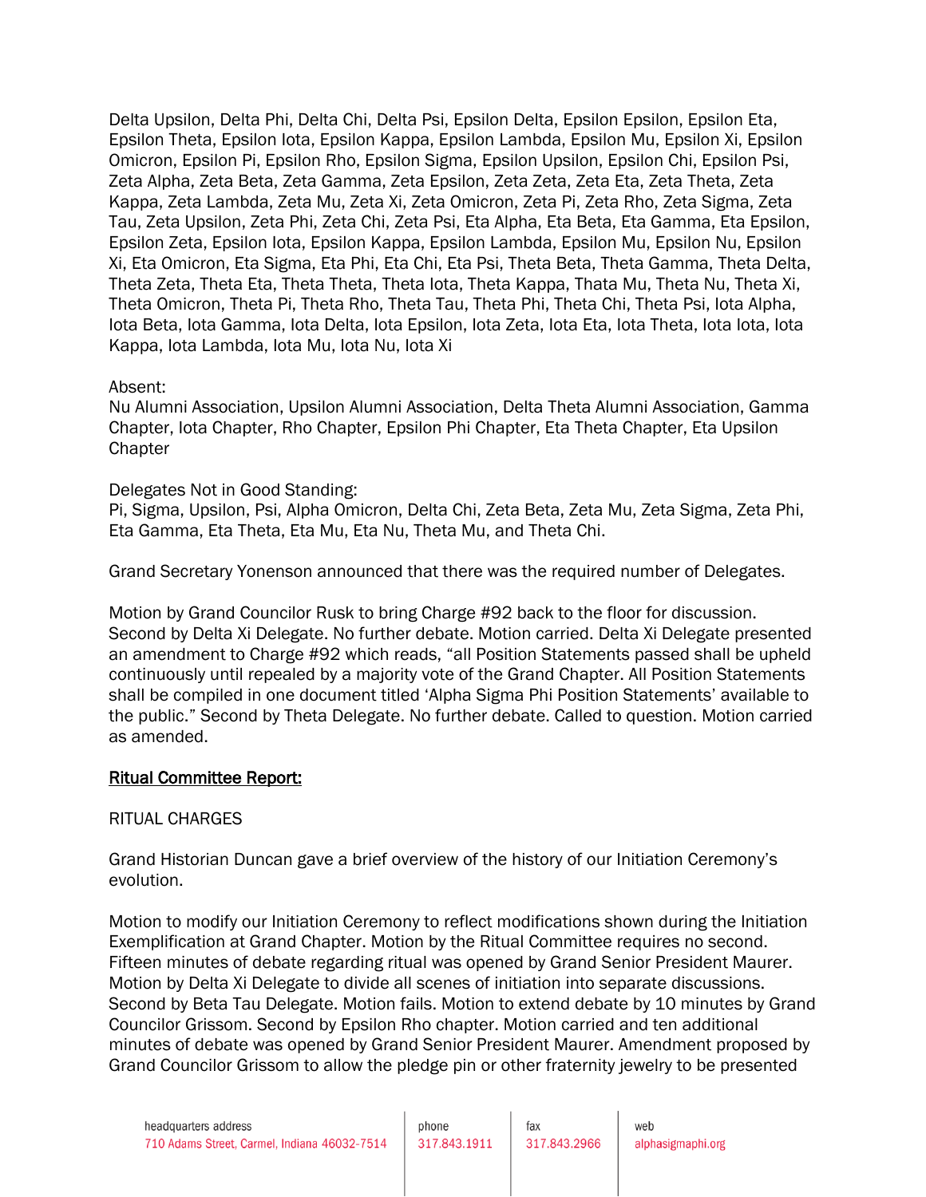Delta Upsilon, Delta Phi, Delta Chi, Delta Psi, Epsilon Delta, Epsilon Epsilon, Epsilon Eta, Epsilon Theta, Epsilon Iota, Epsilon Kappa, Epsilon Lambda, Epsilon Mu, Epsilon Xi, Epsilon Omicron, Epsilon Pi, Epsilon Rho, Epsilon Sigma, Epsilon Upsilon, Epsilon Chi, Epsilon Psi, Zeta Alpha, Zeta Beta, Zeta Gamma, Zeta Epsilon, Zeta Zeta, Zeta Eta, Zeta Theta, Zeta Kappa, Zeta Lambda, Zeta Mu, Zeta Xi, Zeta Omicron, Zeta Pi, Zeta Rho, Zeta Sigma, Zeta Tau, Zeta Upsilon, Zeta Phi, Zeta Chi, Zeta Psi, Eta Alpha, Eta Beta, Eta Gamma, Eta Epsilon, Epsilon Zeta, Epsilon Iota, Epsilon Kappa, Epsilon Lambda, Epsilon Mu, Epsilon Nu, Epsilon Xi, Eta Omicron, Eta Sigma, Eta Phi, Eta Chi, Eta Psi, Theta Beta, Theta Gamma, Theta Delta, Theta Zeta, Theta Eta, Theta Theta, Theta Iota, Theta Kappa, Thata Mu, Theta Nu, Theta Xi, Theta Omicron, Theta Pi, Theta Rho, Theta Tau, Theta Phi, Theta Chi, Theta Psi, Iota Alpha, Iota Beta, Iota Gamma, Iota Delta, Iota Epsilon, Iota Zeta, Iota Eta, Iota Theta, Iota Iota, Iota Kappa, Iota Lambda, Iota Mu, Iota Nu, Iota Xi

Absent:
Nu Alumni Association, Upsilon Alumni Association, Delta Theta Alumni Association, Gamma Chapter, Iota Chapter, Rho Chapter, Epsilon Phi Chapter, Eta Theta Chapter, Eta Upsilon Chapter

Delegates Not in Good Standing:
Pi, Sigma, Upsilon, Psi, Alpha Omicron, Delta Chi, Zeta Beta, Zeta Mu, Zeta Sigma, Zeta Phi, Eta Gamma, Eta Theta, Eta Mu, Eta Nu, Theta Mu, and Theta Chi.

Grand Secretary Yonenson announced that there was the required number of Delegates.

Motion by Grand Councilor Rusk to bring Charge #92 back to the floor for discussion. Second by Delta Xi Delegate. No further debate. Motion carried. Delta Xi Delegate presented an amendment to Charge #92 which reads, "all Position Statements passed shall be upheld continuously until repealed by a majority vote of the Grand Chapter. All Position Statements shall be compiled in one document titled 'Alpha Sigma Phi Position Statements' available to the public." Second by Theta Delegate. No further debate. Called to question. Motion carried as amended.

<u>Ritual Committee Report:</u>

RITUAL CHARGES

Grand Historian Duncan gave a brief overview of the history of our Initiation Ceremony's evolution.

Motion to modify our Initiation Ceremony to reflect modifications shown during the Initiation Exemplification at Grand Chapter. Motion by the Ritual Committee requires no second. Fifteen minutes of debate regarding ritual was opened by Grand Senior President Maurer. Motion by Delta Xi Delegate to divide all scenes of initiation into separate discussions. Second by Beta Tau Delegate. Motion fails. Motion to extend debate by 10 minutes by Grand Councilor Grissom. Second by Epsilon Rho chapter. Motion carried and ten additional minutes of debate was opened by Grand Senior President Maurer. Amendment proposed by Grand Councilor Grissom to allow the pledge pin or other fraternity jewelry to be presented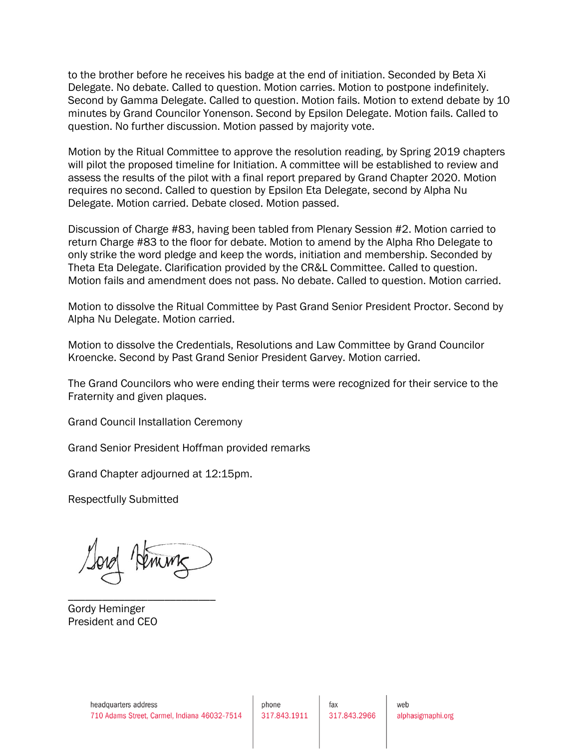to the brother before he receives his badge at the end of initiation. Seconded by Beta Xi Delegate. No debate. Called to question. Motion carries. Motion to postpone indefinitely. Second by Gamma Delegate. Called to question. Motion fails. Motion to extend debate by 10 minutes by Grand Councilor Yonenson. Second by Epsilon Delegate. Motion fails. Called to question. No further discussion. Motion passed by majority vote.

Motion by the Ritual Committee to approve the resolution reading, by Spring 2019 chapters will pilot the proposed timeline for Initiation. A committee will be established to review and assess the results of the pilot with a final report prepared by Grand Chapter 2020. Motion requires no second. Called to question by Epsilon Eta Delegate, second by Alpha Nu Delegate. Motion carried. Debate closed. Motion passed.

Discussion of Charge #83, having been tabled from Plenary Session #2. Motion carried to return Charge #83 to the floor for debate. Motion to amend by the Alpha Rho Delegate to only strike the word pledge and keep the words, initiation and membership. Seconded by Theta Eta Delegate. Clarification provided by the CR&L Committee. Called to question. Motion fails and amendment does not pass. No debate. Called to question. Motion carried.

Motion to dissolve the Ritual Committee by Past Grand Senior President Proctor. Second by Alpha Nu Delegate. Motion carried.

Motion to dissolve the Credentials, Resolutions and Law Committee by Grand Councilor Kroencke. Second by Past Grand Senior President Garvey. Motion carried.

The Grand Councilors who were ending their terms were recognized for their service to the Fraternity and given plaques.

Grand Council Installation Ceremony

Grand Senior President Hoffman provided remarks

Grand Chapter adjourned at 12:15pm.

Respectfully Submitted

_______________________

Gordy Heminger
President and CEO

headquarters address 710 Adams Street, Carmel, Indiana 46032-7514 | phone 317.843.1911 | fax 317.843.2966 | web alphasigmaphi.org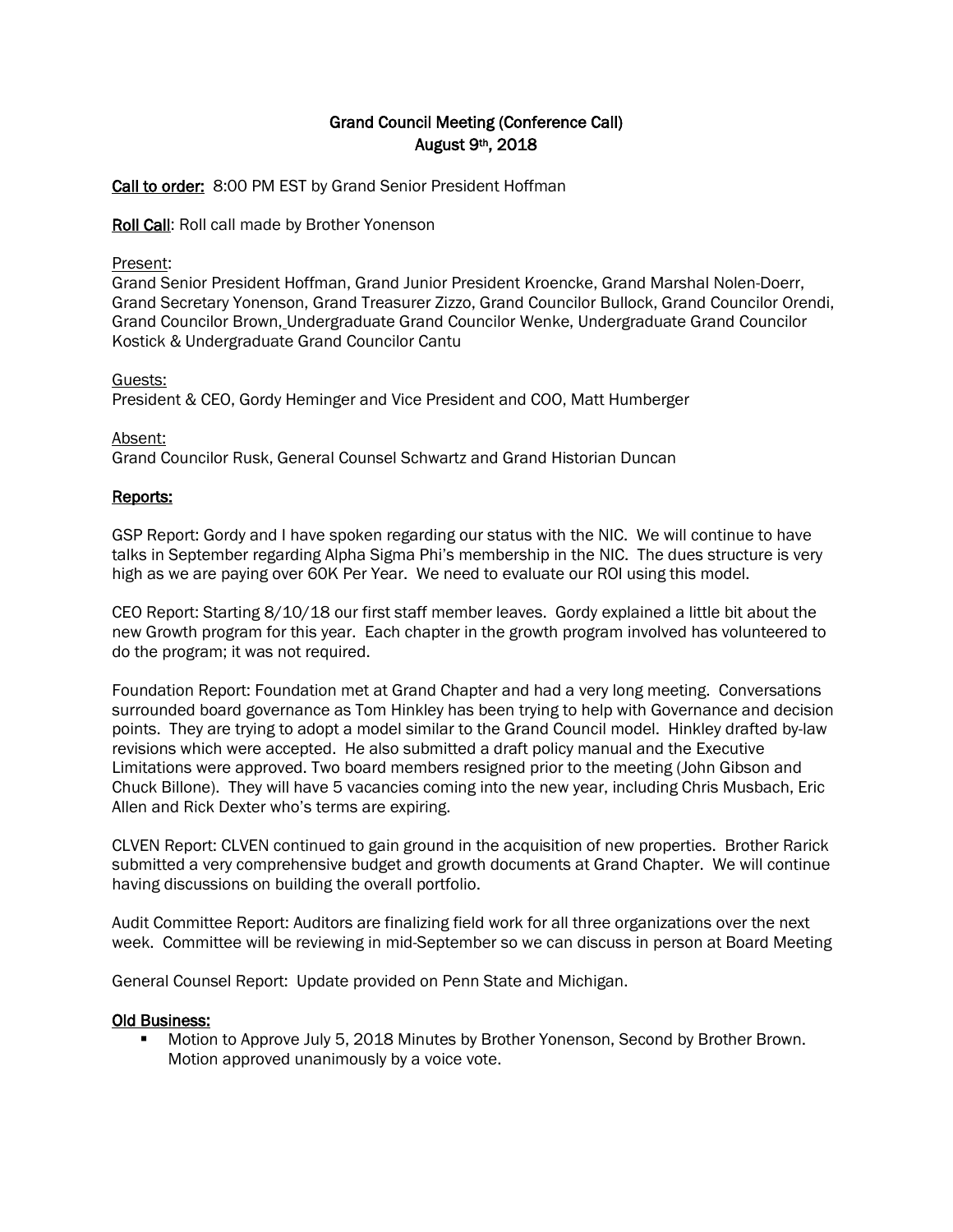# Grand Council Meeting (Conference Call)
## August 9th, 2018

**Call to order:** 8:00 PM EST by Grand Senior President Hoffman

**Roll Call**: Roll call made by Brother Yonenson

Present:
Grand Senior President Hoffman, Grand Junior President Kroencke, Grand Marshal Nolen-Doerr, Grand Secretary Yonenson, Grand Treasurer Zizzo, Grand Councilor Bullock, Grand Councilor Orendi, Grand Councilor Brown, Undergraduate Grand Councilor Wenke, Undergraduate Grand Councilor Kostick & Undergraduate Grand Councilor Cantu

Guests:
President & CEO, Gordy Heminger and Vice President and COO, Matt Humberger

Absent:
Grand Councilor Rusk, General Counsel Schwartz and Grand Historian Duncan

**Reports:**

GSP Report: Gordy and I have spoken regarding our status with the NIC. We will continue to have talks in September regarding Alpha Sigma Phi's membership in the NIC. The dues structure is very high as we are paying over 60K Per Year. We need to evaluate our ROI using this model.

CEO Report: Starting 8/10/18 our first staff member leaves. Gordy explained a little bit about the new Growth program for this year. Each chapter in the growth program involved has volunteered to do the program; it was not required.

Foundation Report: Foundation met at Grand Chapter and had a very long meeting. Conversations surrounded board governance as Tom Hinkley has been trying to help with Governance and decision points. They are trying to adopt a model similar to the Grand Council model. Hinkley drafted by-law revisions which were accepted. He also submitted a draft policy manual and the Executive Limitations were approved. Two board members resigned prior to the meeting (John Gibson and Chuck Billone). They will have 5 vacancies coming into the new year, including Chris Musbach, Eric Allen and Rick Dexter who's terms are expiring.

CLVEN Report: CLVEN continued to gain ground in the acquisition of new properties. Brother Rarick submitted a very comprehensive budget and growth documents at Grand Chapter. We will continue having discussions on building the overall portfolio.

Audit Committee Report: Auditors are finalizing field work for all three organizations over the next week. Committee will be reviewing in mid-September so we can discuss in person at Board Meeting

General Counsel Report: Update provided on Penn State and Michigan.

**Old Business:**

- Motion to Approve July 5, 2018 Minutes by Brother Yonenson, Second by Brother Brown. Motion approved unanimously by a voice vote.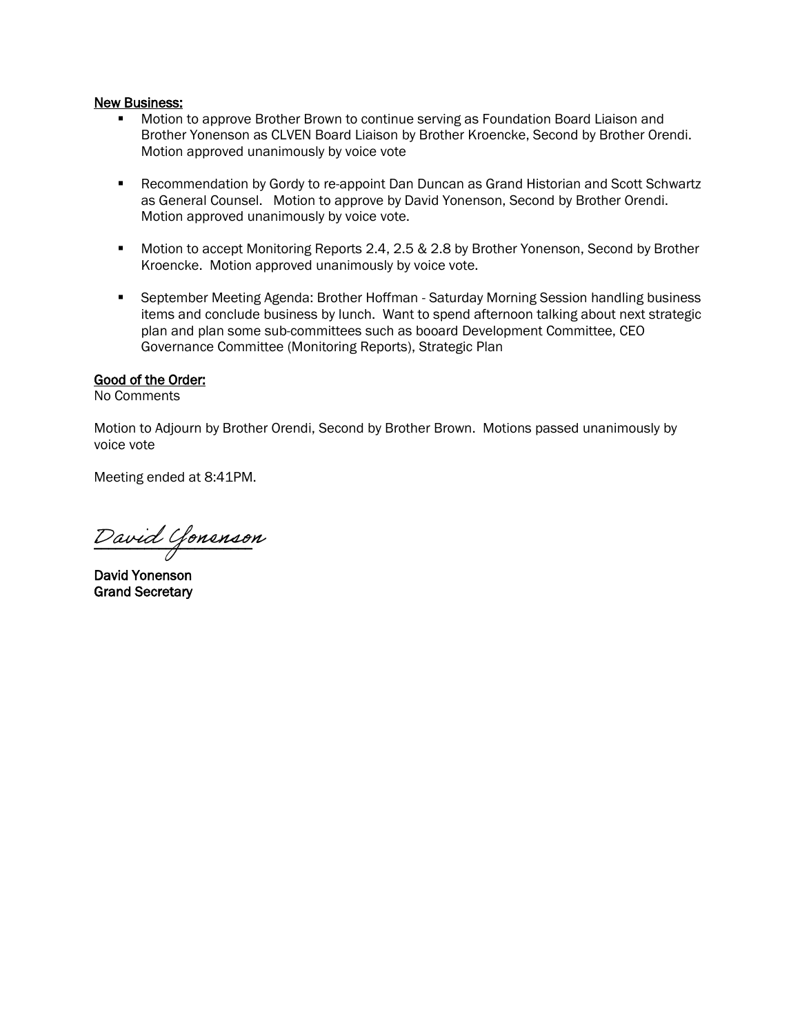**New Business:**

- Motion to approve Brother Brown to continue serving as Foundation Board Liaison and Brother Yonenson as CLVEN Board Liaison by Brother Kroencke, Second by Brother Orendi. Motion approved unanimously by voice vote

- Recommendation by Gordy to re-appoint Dan Duncan as Grand Historian and Scott Schwartz as General Counsel. Motion to approve by David Yonenson, Second by Brother Orendi. Motion approved unanimously by voice vote.

- Motion to accept Monitoring Reports 2.4, 2.5 & 2.8 by Brother Yonenson, Second by Brother Kroencke. Motion approved unanimously by voice vote.

- September Meeting Agenda: Brother Hoffman - Saturday Morning Session handling business items and conclude business by lunch. Want to spend afternoon talking about next strategic plan and plan some sub-committees such as booard Development Committee, CEO Governance Committee (Monitoring Reports), Strategic Plan

**Good of the Order:**
No Comments

Motion to Adjourn by Brother Orendi, Second by Brother Brown. Motions passed unanimously by voice vote

Meeting ended at 8:41PM.

*David Yonenson*

**David Yonenson**
**Grand Secretary**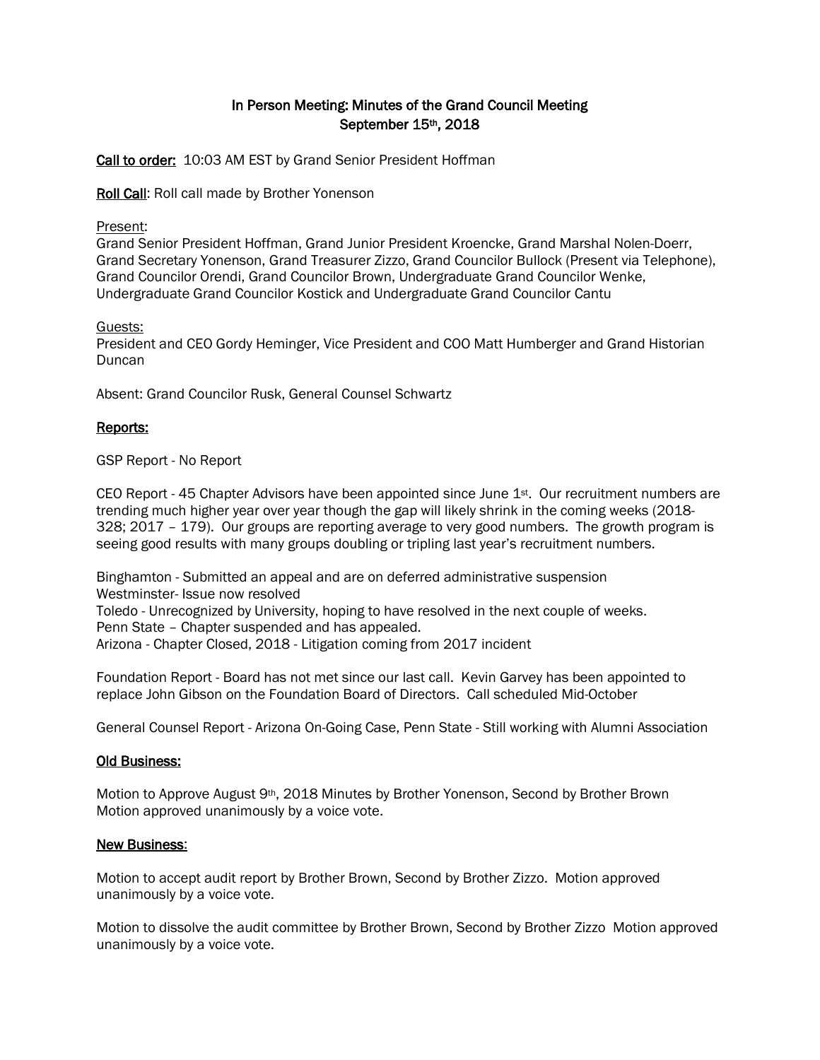# In Person Meeting: Minutes of the Grand Council Meeting
## September 15th, 2018

**Call to order:** 10:03 AM EST by Grand Senior President Hoffman

**Roll Call**: Roll call made by Brother Yonenson

Present:
Grand Senior President Hoffman, Grand Junior President Kroencke, Grand Marshal Nolen-Doerr, Grand Secretary Yonenson, Grand Treasurer Zizzo, Grand Councilor Bullock (Present via Telephone), Grand Councilor Orendi, Grand Councilor Brown, Undergraduate Grand Councilor Wenke, Undergraduate Grand Councilor Kostick and Undergraduate Grand Councilor Cantu

Guests:
President and CEO Gordy Heminger, Vice President and COO Matt Humberger and Grand Historian Duncan

Absent: Grand Councilor Rusk, General Counsel Schwartz

**Reports:**

GSP Report - No Report

CEO Report - 45 Chapter Advisors have been appointed since June 1st. Our recruitment numbers are trending much higher year over year though the gap will likely shrink in the coming weeks (2018- 328; 2017 – 179). Our groups are reporting average to very good numbers. The growth program is seeing good results with many groups doubling or tripling last year's recruitment numbers.

Binghamton - Submitted an appeal and are on deferred administrative suspension
Westminster- Issue now resolved
Toledo - Unrecognized by University, hoping to have resolved in the next couple of weeks.
Penn State – Chapter suspended and has appealed.
Arizona - Chapter Closed, 2018 - Litigation coming from 2017 incident

Foundation Report - Board has not met since our last call. Kevin Garvey has been appointed to replace John Gibson on the Foundation Board of Directors. Call scheduled Mid-October

General Counsel Report - Arizona On-Going Case, Penn State - Still working with Alumni Association

**Old Business:**

Motion to Approve August 9th, 2018 Minutes by Brother Yonenson, Second by Brother Brown
Motion approved unanimously by a voice vote.

**New Business:**

Motion to accept audit report by Brother Brown, Second by Brother Zizzo. Motion approved unanimously by a voice vote.

Motion to dissolve the audit committee by Brother Brown, Second by Brother Zizzo Motion approved unanimously by a voice vote.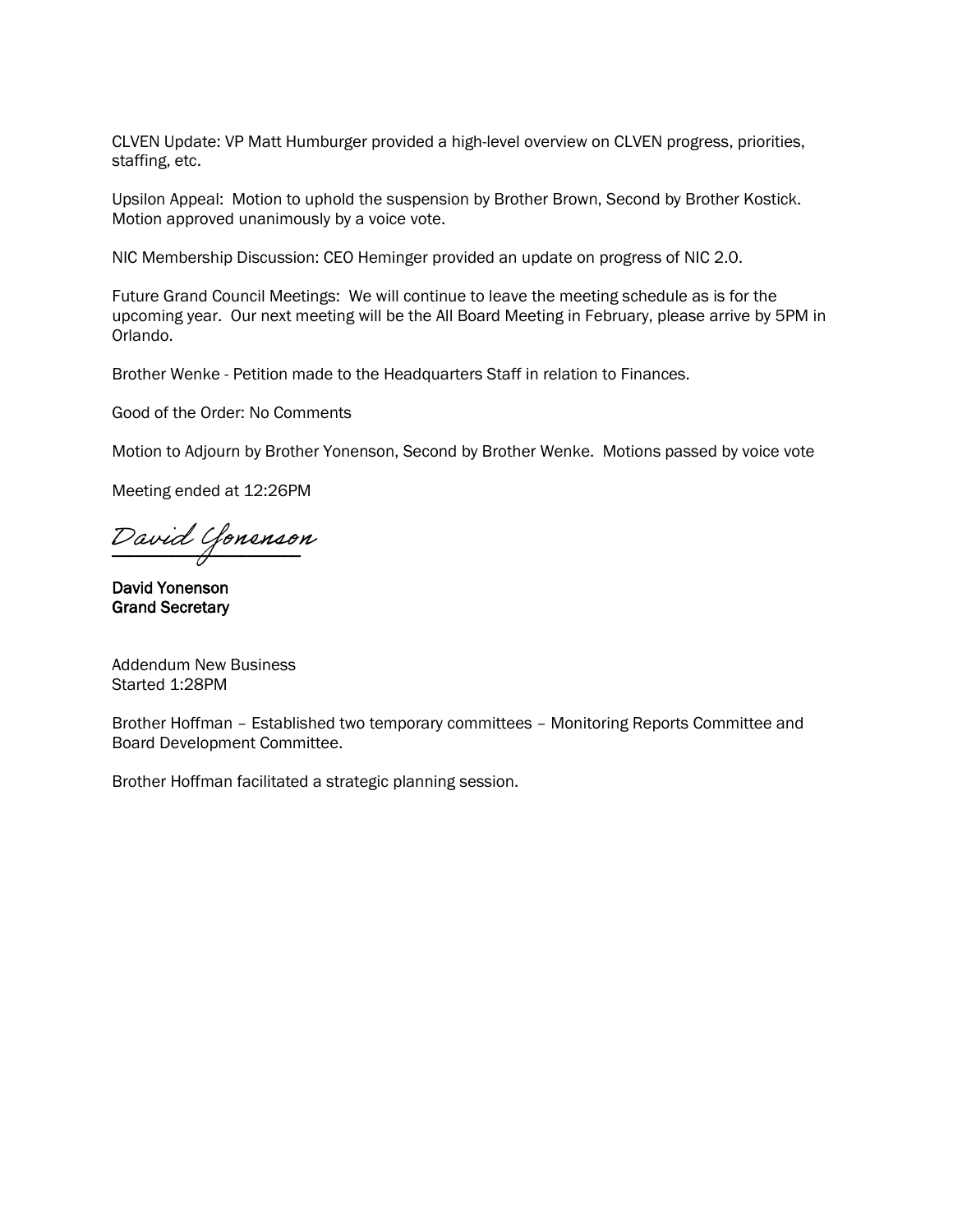CLVEN Update: VP Matt Humburger provided a high-level overview on CLVEN progress, priorities, staffing, etc.

Upsilon Appeal: Motion to uphold the suspension by Brother Brown, Second by Brother Kostick. Motion approved unanimously by a voice vote.

NIC Membership Discussion: CEO Heminger provided an update on progress of NIC 2.0.

Future Grand Council Meetings: We will continue to leave the meeting schedule as is for the upcoming year. Our next meeting will be the All Board Meeting in February, please arrive by 5PM in Orlando.

Brother Wenke - Petition made to the Headquarters Staff in relation to Finances.

Good of the Order: No Comments

Motion to Adjourn by Brother Yonenson, Second by Brother Wenke. Motions passed by voice vote

Meeting ended at 12:26PM

*David Yonenson*

**David Yonenson**
**Grand Secretary**

Addendum New Business
Started 1:28PM

Brother Hoffman – Established two temporary committees – Monitoring Reports Committee and Board Development Committee.

Brother Hoffman facilitated a strategic planning session.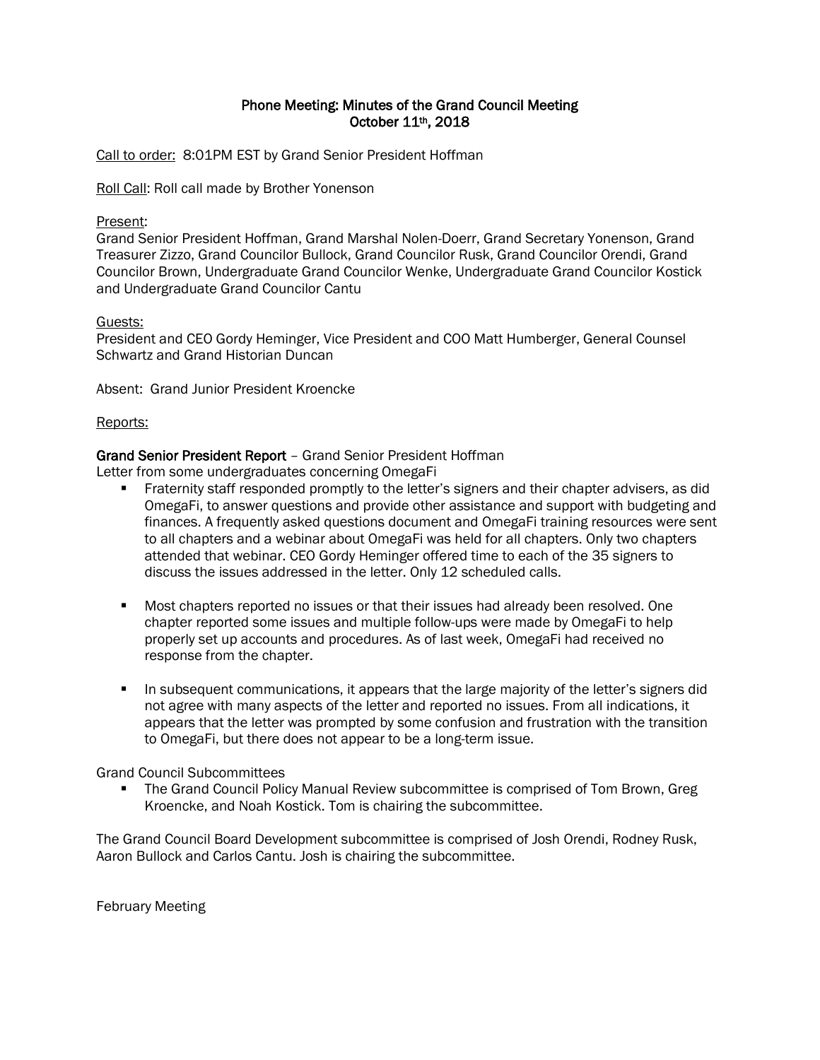# Phone Meeting: Minutes of the Grand Council Meeting
## October 11th, 2018

Call to order: 8:01PM EST by Grand Senior President Hoffman

Roll Call: Roll call made by Brother Yonenson

Present:
Grand Senior President Hoffman, Grand Marshal Nolen-Doerr, Grand Secretary Yonenson, Grand Treasurer Zizzo, Grand Councilor Bullock, Grand Councilor Rusk, Grand Councilor Orendi, Grand Councilor Brown, Undergraduate Grand Councilor Wenke, Undergraduate Grand Councilor Kostick and Undergraduate Grand Councilor Cantu

Guests:
President and CEO Gordy Heminger, Vice President and COO Matt Humberger, General Counsel Schwartz and Grand Historian Duncan

Absent: Grand Junior President Kroencke

Reports:

**Grand Senior President Report** – Grand Senior President Hoffman

Letter from some undergraduates concerning OmegaFi

- Fraternity staff responded promptly to the letter's signers and their chapter advisers, as did OmegaFi, to answer questions and provide other assistance and support with budgeting and finances. A frequently asked questions document and OmegaFi training resources were sent to all chapters and a webinar about OmegaFi was held for all chapters. Only two chapters attended that webinar. CEO Gordy Heminger offered time to each of the 35 signers to discuss the issues addressed in the letter. Only 12 scheduled calls.

- Most chapters reported no issues or that their issues had already been resolved. One chapter reported some issues and multiple follow-ups were made by OmegaFi to help properly set up accounts and procedures. As of last week, OmegaFi had received no response from the chapter.

- In subsequent communications, it appears that the large majority of the letter's signers did not agree with many aspects of the letter and reported no issues. From all indications, it appears that the letter was prompted by some confusion and frustration with the transition to OmegaFi, but there does not appear to be a long-term issue.

Grand Council Subcommittees

- The Grand Council Policy Manual Review subcommittee is comprised of Tom Brown, Greg Kroencke, and Noah Kostick. Tom is chairing the subcommittee.

The Grand Council Board Development subcommittee is comprised of Josh Orendi, Rodney Rusk, Aaron Bullock and Carlos Cantu. Josh is chairing the subcommittee.

February Meeting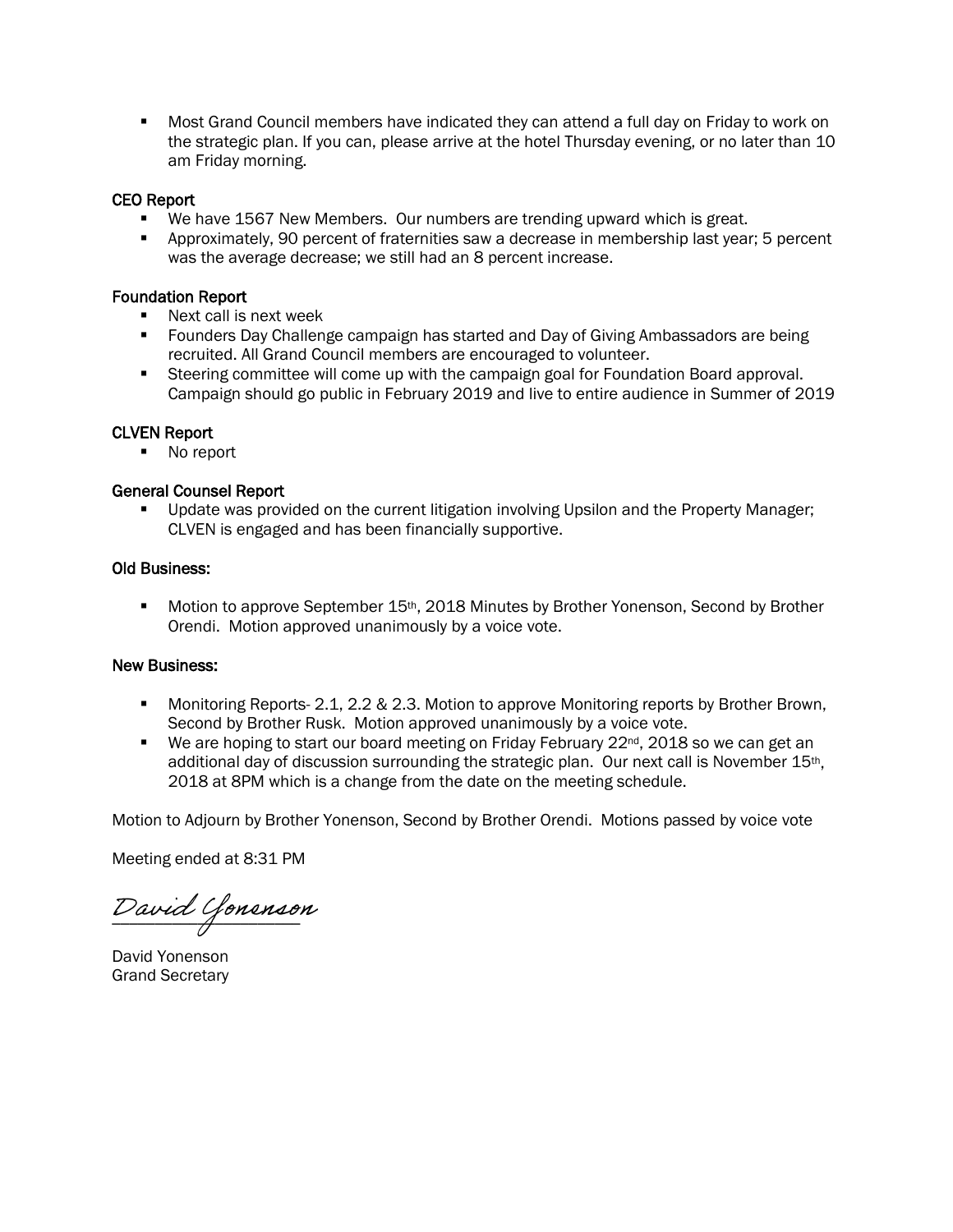- Most Grand Council members have indicated they can attend a full day on Friday to work on the strategic plan. If you can, please arrive at the hotel Thursday evening, or no later than 10 am Friday morning.

### CEO Report

- We have 1567 New Members. Our numbers are trending upward which is great.
- Approximately, 90 percent of fraternities saw a decrease in membership last year; 5 percent was the average decrease; we still had an 8 percent increase.

### Foundation Report

- Next call is next week
- Founders Day Challenge campaign has started and Day of Giving Ambassadors are being recruited. All Grand Council members are encouraged to volunteer.
- Steering committee will come up with the campaign goal for Foundation Board approval. Campaign should go public in February 2019 and live to entire audience in Summer of 2019

### CLVEN Report

- No report

### General Counsel Report

- Update was provided on the current litigation involving Upsilon and the Property Manager; CLVEN is engaged and has been financially supportive.

### Old Business:

- Motion to approve September 15th, 2018 Minutes by Brother Yonenson, Second by Brother Orendi. Motion approved unanimously by a voice vote.

### New Business:

- Monitoring Reports- 2.1, 2.2 & 2.3. Motion to approve Monitoring reports by Brother Brown, Second by Brother Rusk. Motion approved unanimously by a voice vote.
- We are hoping to start our board meeting on Friday February 22nd, 2018 so we can get an additional day of discussion surrounding the strategic plan. Our next call is November 15th, 2018 at 8PM which is a change from the date on the meeting schedule.

Motion to Adjourn by Brother Yonenson, Second by Brother Orendi. Motions passed by voice vote

Meeting ended at 8:31 PM

*David Yonenson*

David Yonenson
Grand Secretary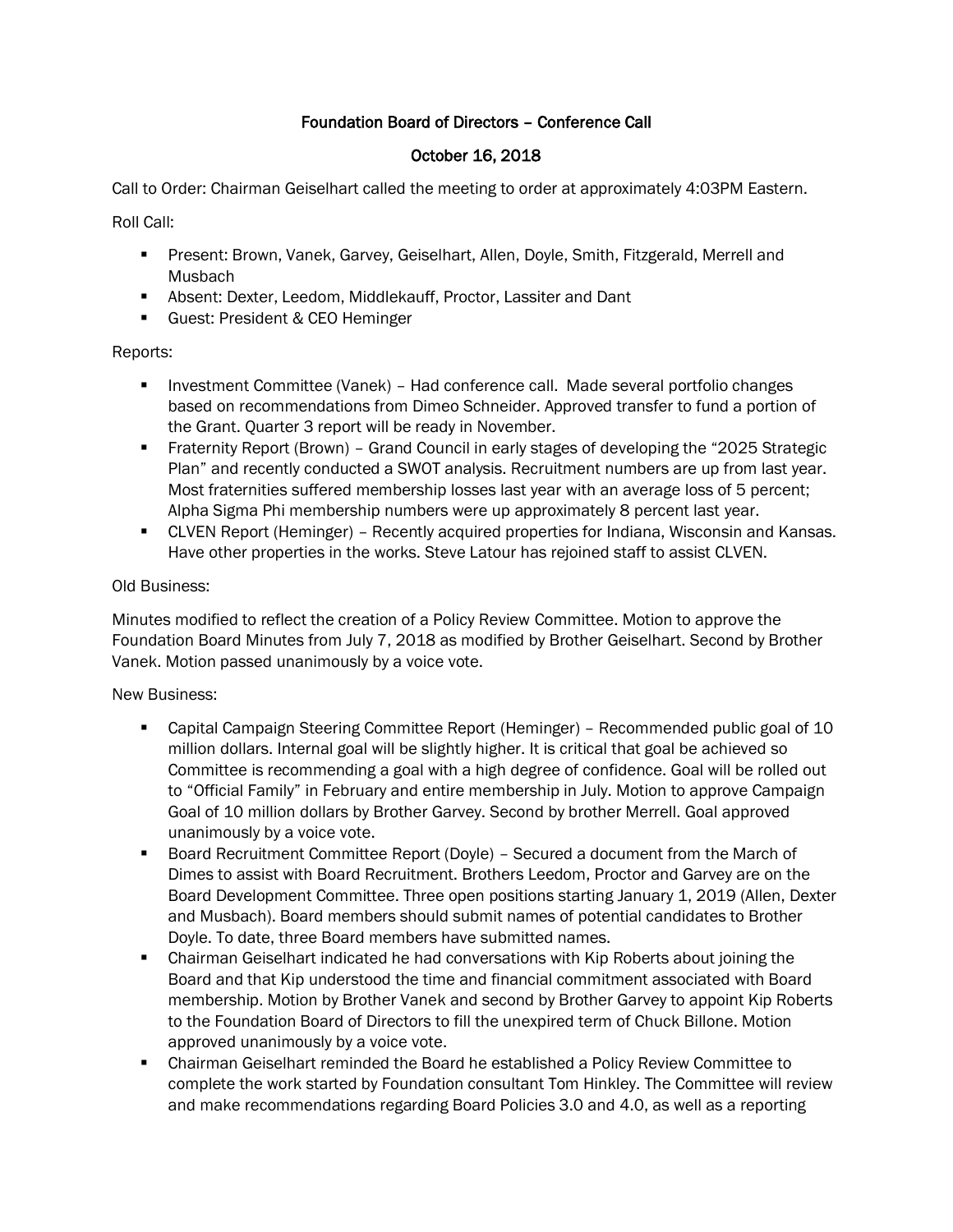# Foundation Board of Directors – Conference Call

## October 16, 2018

Call to Order: Chairman Geiselhart called the meeting to order at approximately 4:03PM Eastern.

Roll Call:

- Present: Brown, Vanek, Garvey, Geiselhart, Allen, Doyle, Smith, Fitzgerald, Merrell and Musbach
- Absent: Dexter, Leedom, Middlekauff, Proctor, Lassiter and Dant
- Guest: President & CEO Heminger

Reports:

- Investment Committee (Vanek) – Had conference call. Made several portfolio changes based on recommendations from Dimeo Schneider. Approved transfer to fund a portion of the Grant. Quarter 3 report will be ready in November.
- Fraternity Report (Brown) – Grand Council in early stages of developing the "2025 Strategic Plan" and recently conducted a SWOT analysis. Recruitment numbers are up from last year. Most fraternities suffered membership losses last year with an average loss of 5 percent; Alpha Sigma Phi membership numbers were up approximately 8 percent last year.
- CLVEN Report (Heminger) – Recently acquired properties for Indiana, Wisconsin and Kansas. Have other properties in the works. Steve Latour has rejoined staff to assist CLVEN.

Old Business:

Minutes modified to reflect the creation of a Policy Review Committee. Motion to approve the Foundation Board Minutes from July 7, 2018 as modified by Brother Geiselhart. Second by Brother Vanek. Motion passed unanimously by a voice vote.

New Business:

- Capital Campaign Steering Committee Report (Heminger) – Recommended public goal of 10 million dollars. Internal goal will be slightly higher. It is critical that goal be achieved so Committee is recommending a goal with a high degree of confidence. Goal will be rolled out to "Official Family" in February and entire membership in July. Motion to approve Campaign Goal of 10 million dollars by Brother Garvey. Second by brother Merrell. Goal approved unanimously by a voice vote.
- Board Recruitment Committee Report (Doyle) – Secured a document from the March of Dimes to assist with Board Recruitment. Brothers Leedom, Proctor and Garvey are on the Board Development Committee. Three open positions starting January 1, 2019 (Allen, Dexter and Musbach). Board members should submit names of potential candidates to Brother Doyle. To date, three Board members have submitted names.
- Chairman Geiselhart indicated he had conversations with Kip Roberts about joining the Board and that Kip understood the time and financial commitment associated with Board membership. Motion by Brother Vanek and second by Brother Garvey to appoint Kip Roberts to the Foundation Board of Directors to fill the unexpired term of Chuck Billone. Motion approved unanimously by a voice vote.
- Chairman Geiselhart reminded the Board he established a Policy Review Committee to complete the work started by Foundation consultant Tom Hinkley. The Committee will review and make recommendations regarding Board Policies 3.0 and 4.0, as well as a reporting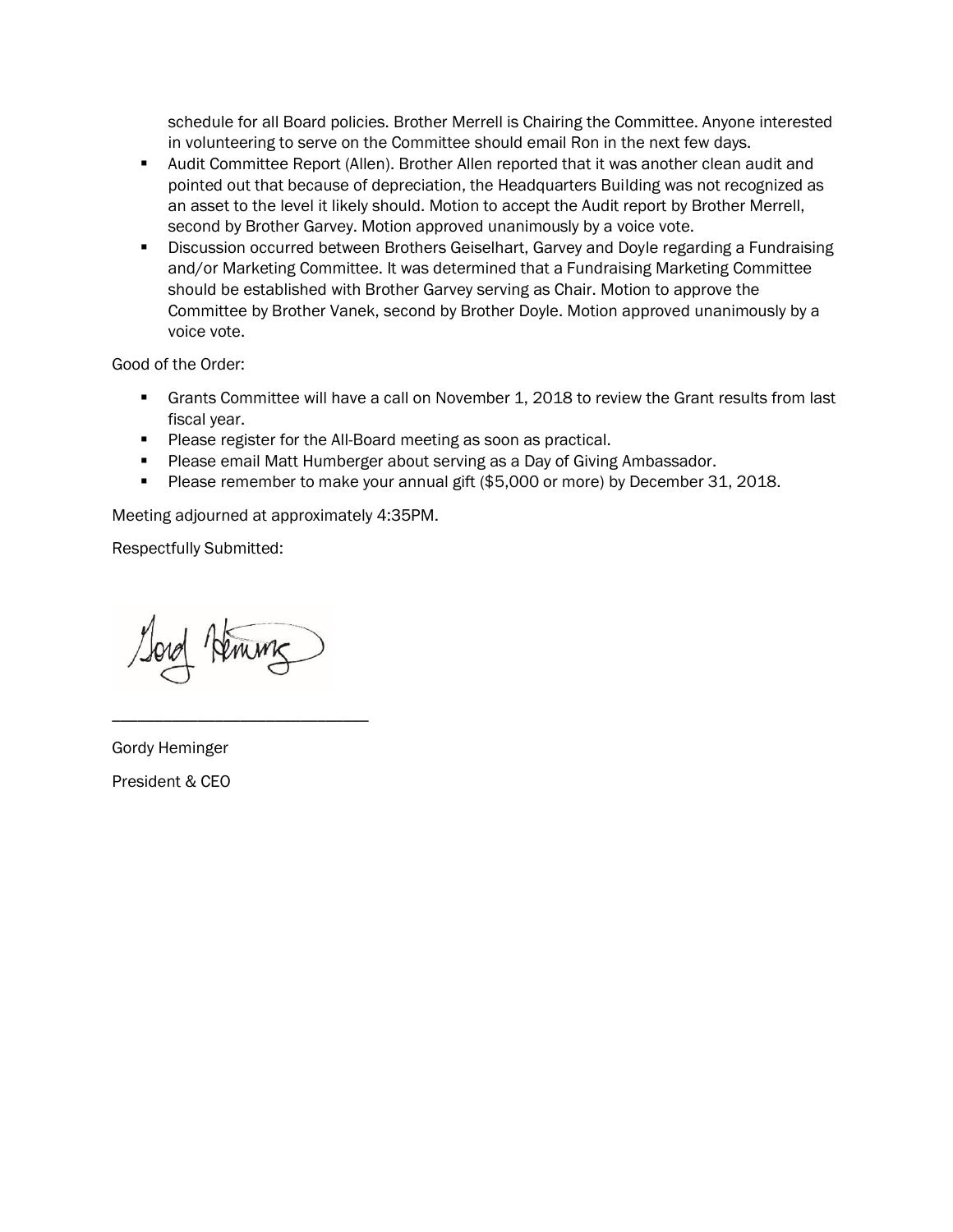schedule for all Board policies. Brother Merrell is Chairing the Committee. Anyone interested in volunteering to serve on the Committee should email Ron in the next few days.

- Audit Committee Report (Allen). Brother Allen reported that it was another clean audit and pointed out that because of depreciation, the Headquarters Building was not recognized as an asset to the level it likely should. Motion to accept the Audit report by Brother Merrell, second by Brother Garvey. Motion approved unanimously by a voice vote.
- Discussion occurred between Brothers Geiselhart, Garvey and Doyle regarding a Fundraising and/or Marketing Committee. It was determined that a Fundraising Marketing Committee should be established with Brother Garvey serving as Chair. Motion to approve the Committee by Brother Vanek, second by Brother Doyle. Motion approved unanimously by a voice vote.

Good of the Order:

- Grants Committee will have a call on November 1, 2018 to review the Grant results from last fiscal year.
- Please register for the All-Board meeting as soon as practical.
- Please email Matt Humberger about serving as a Day of Giving Ambassador.
- Please remember to make your annual gift ($5,000 or more) by December 31, 2018.

Meeting adjourned at approximately 4:35PM.

Respectfully Submitted:

_____________________________

Gordy Heminger

President & CEO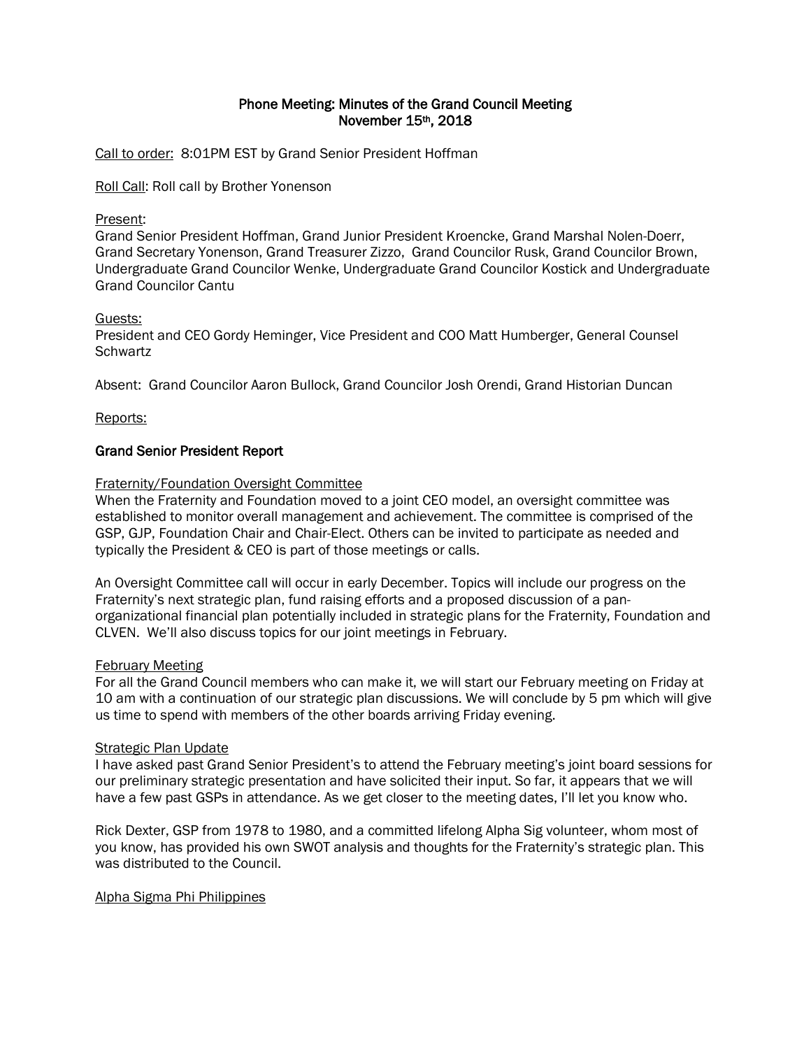# Phone Meeting: Minutes of the Grand Council Meeting
## November 15th, 2018

Call to order: 8:01PM EST by Grand Senior President Hoffman

Roll Call: Roll call by Brother Yonenson

Present:
Grand Senior President Hoffman, Grand Junior President Kroencke, Grand Marshal Nolen-Doerr, Grand Secretary Yonenson, Grand Treasurer Zizzo, Grand Councilor Rusk, Grand Councilor Brown, Undergraduate Grand Councilor Wenke, Undergraduate Grand Councilor Kostick and Undergraduate Grand Councilor Cantu

Guests:
President and CEO Gordy Heminger, Vice President and COO Matt Humberger, General Counsel Schwartz

Absent: Grand Councilor Aaron Bullock, Grand Councilor Josh Orendi, Grand Historian Duncan

Reports:

### Grand Senior President Report

Fraternity/Foundation Oversight Committee
When the Fraternity and Foundation moved to a joint CEO model, an oversight committee was established to monitor overall management and achievement. The committee is comprised of the GSP, GJP, Foundation Chair and Chair-Elect. Others can be invited to participate as needed and typically the President & CEO is part of those meetings or calls.

An Oversight Committee call will occur in early December. Topics will include our progress on the Fraternity's next strategic plan, fund raising efforts and a proposed discussion of a pan-organizational financial plan potentially included in strategic plans for the Fraternity, Foundation and CLVEN. We'll also discuss topics for our joint meetings in February.

February Meeting
For all the Grand Council members who can make it, we will start our February meeting on Friday at 10 am with a continuation of our strategic plan discussions. We will conclude by 5 pm which will give us time to spend with members of the other boards arriving Friday evening.

Strategic Plan Update
I have asked past Grand Senior President's to attend the February meeting's joint board sessions for our preliminary strategic presentation and have solicited their input. So far, it appears that we will have a few past GSPs in attendance. As we get closer to the meeting dates, I'll let you know who.

Rick Dexter, GSP from 1978 to 1980, and a committed lifelong Alpha Sig volunteer, whom most of you know, has provided his own SWOT analysis and thoughts for the Fraternity's strategic plan. This was distributed to the Council.

Alpha Sigma Phi Philippines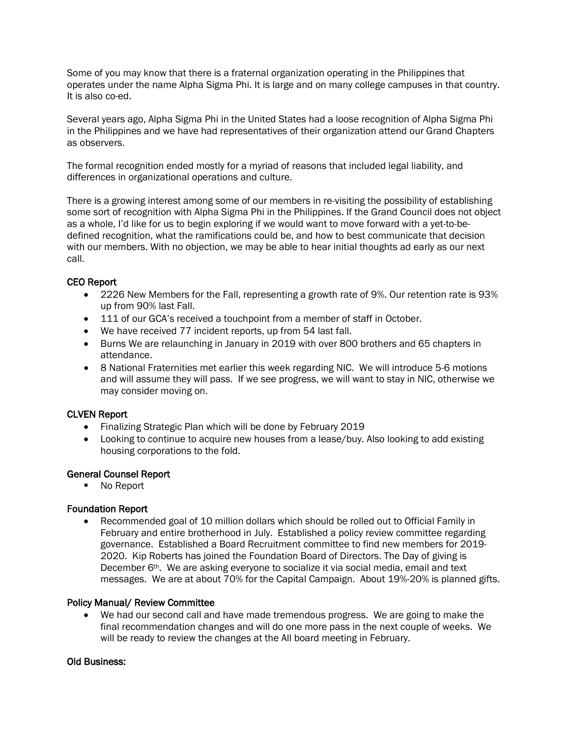Some of you may know that there is a fraternal organization operating in the Philippines that operates under the name Alpha Sigma Phi. It is large and on many college campuses in that country. It is also co-ed.

Several years ago, Alpha Sigma Phi in the United States had a loose recognition of Alpha Sigma Phi in the Philippines and we have had representatives of their organization attend our Grand Chapters as observers.

The formal recognition ended mostly for a myriad of reasons that included legal liability, and differences in organizational operations and culture.

There is a growing interest among some of our members in re-visiting the possibility of establishing some sort of recognition with Alpha Sigma Phi in the Philippines. If the Grand Council does not object as a whole, I'd like for us to begin exploring if we would want to move forward with a yet-to-be-defined recognition, what the ramifications could be, and how to best communicate that decision with our members. With no objection, we may be able to hear initial thoughts ad early as our next call.

### CEO Report

- 2226 New Members for the Fall, representing a growth rate of 9%. Our retention rate is 93% up from 90% last Fall.
- 111 of our GCA's received a touchpoint from a member of staff in October.
- We have received 77 incident reports, up from 54 last fall.
- Burns We are relaunching in January in 2019 with over 800 brothers and 65 chapters in attendance.
- 8 National Fraternities met earlier this week regarding NIC. We will introduce 5-6 motions and will assume they will pass. If we see progress, we will want to stay in NIC, otherwise we may consider moving on.

### CLVEN Report

- Finalizing Strategic Plan which will be done by February 2019
- Looking to continue to acquire new houses from a lease/buy. Also looking to add existing housing corporations to the fold.

### General Counsel Report

- No Report

### Foundation Report

- Recommended goal of 10 million dollars which should be rolled out to Official Family in February and entire brotherhood in July. Established a policy review committee regarding governance. Established a Board Recruitment committee to find new members for 2019-2020. Kip Roberts has joined the Foundation Board of Directors. The Day of giving is December 6th. We are asking everyone to socialize it via social media, email and text messages. We are at about 70% for the Capital Campaign. About 19%-20% is planned gifts.

### Policy Manual/ Review Committee

- We had our second call and have made tremendous progress. We are going to make the final recommendation changes and will do one more pass in the next couple of weeks. We will be ready to review the changes at the All board meeting in February.

### Old Business: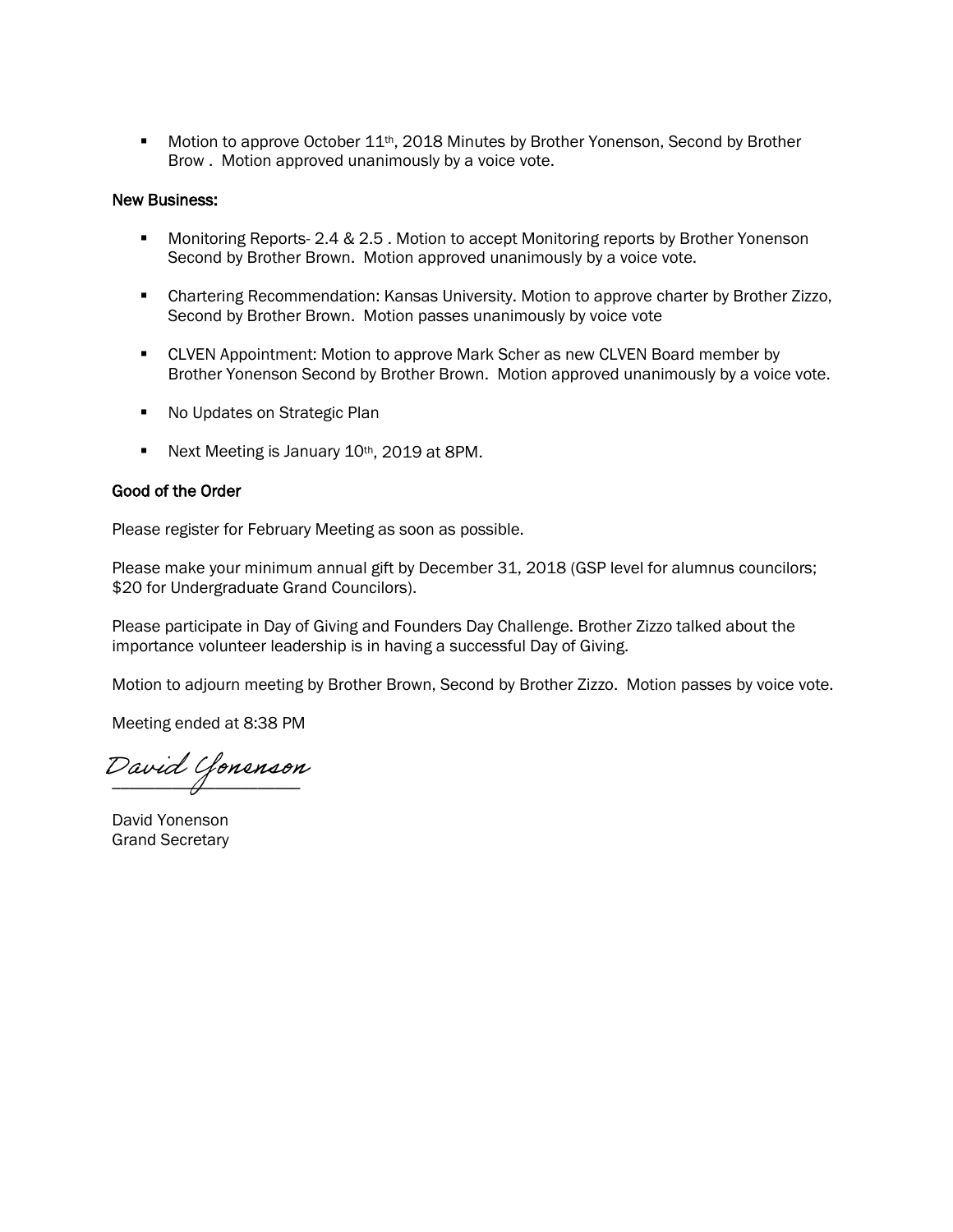- Motion to approve October 11th, 2018 Minutes by Brother Yonenson, Second by Brother Brow . Motion approved unanimously by a voice vote.

**New Business:**

- Monitoring Reports- 2.4 & 2.5 . Motion to accept Monitoring reports by Brother Yonenson Second by Brother Brown. Motion approved unanimously by a voice vote.
- Chartering Recommendation: Kansas University. Motion to approve charter by Brother Zizzo, Second by Brother Brown. Motion passes unanimously by voice vote
- CLVEN Appointment: Motion to approve Mark Scher as new CLVEN Board member by Brother Yonenson Second by Brother Brown. Motion approved unanimously by a voice vote.
- No Updates on Strategic Plan
- Next Meeting is January 10th, 2019 at 8PM.

**Good of the Order**

Please register for February Meeting as soon as possible.

Please make your minimum annual gift by December 31, 2018 (GSP level for alumnus councilors; $20 for Undergraduate Grand Councilors).

Please participate in Day of Giving and Founders Day Challenge. Brother Zizzo talked about the importance volunteer leadership is in having a successful Day of Giving.

Motion to adjourn meeting by Brother Brown, Second by Brother Zizzo. Motion passes by voice vote.

Meeting ended at 8:38 PM

*David Yonenson*

David Yonenson
Grand Secretary